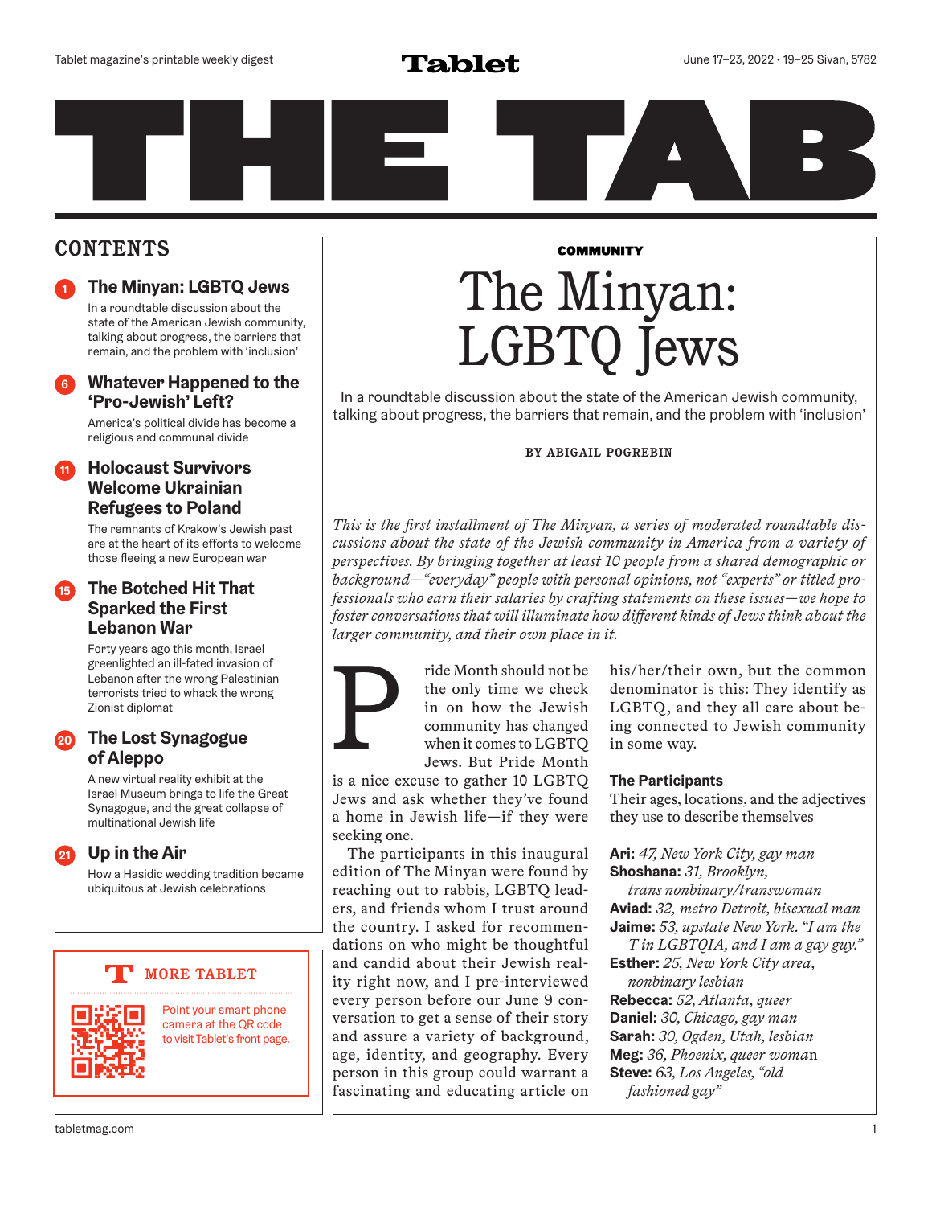Tablet magazine's printable weekly digest

# Tablet

June 17–23, 2022 • 19–25 Sivan, 5782

# THE TAB

## CONTENTS

**1 The Minyan: LGBTQ Jews**
In a roundtable discussion about the state of the American Jewish community, talking about progress, the barriers that remain, and the problem with 'inclusion'

**6 Whatever Happened to the 'Pro-Jewish' Left?**
America's political divide has become a religious and communal divide

**11 Holocaust Survivors Welcome Ukrainian Refugees to Poland**
The remnants of Krakow's Jewish past are at the heart of its efforts to welcome those fleeing a new European war

**15 The Botched Hit That Sparked the First Lebanon War**
Forty years ago this month, Israel greenlighted an ill-fated invasion of Lebanon after the wrong Palestinian terrorists tried to whack the wrong Zionist diplomat

**20 The Lost Synagogue of Aleppo**
A new virtual reality exhibit at the Israel Museum brings to life the Great Synagogue, and the great collapse of multinational Jewish life

**21 Up in the Air**
How a Hasidic wedding tradition became ubiquitous at Jewish celebrations

**MORE TABLET**

Point your smart phone camera at the QR code to visit Tablet's front page.

COMMUNITY

# The Minyan: LGBTQ Jews

In a roundtable discussion about the state of the American Jewish community, talking about progress, the barriers that remain, and the problem with 'inclusion'

BY ABIGAIL POGREBIN

*This is the first installment of The Minyan, a series of moderated roundtable discussions about the state of the Jewish community in America from a variety of perspectives. By bringing together at least 10 people from a shared demographic or background—"everyday" people with personal opinions, not "experts" or titled professionals who earn their salaries by crafting statements on these issues—we hope to foster conversations that will illuminate how different kinds of Jews think about the larger community, and their own place in it.*

Pride Month should not be the only time we check in on how the Jewish community has changed when it comes to LGBTQ Jews. But Pride Month is a nice excuse to gather 10 LGBTQ Jews and ask whether they've found a home in Jewish life—if they were seeking one.

The participants in this inaugural edition of The Minyan were found by reaching out to rabbis, LGBTQ leaders, and friends whom I trust around the country. I asked for recommendations on who might be thoughtful and candid about their Jewish reality right now, and I pre-interviewed every person before our June 9 conversation to get a sense of their story and assure a variety of background, age, identity, and geography. Every person in this group could warrant a fascinating and educating article on his/her/their own, but the common denominator is this: They identify as LGBTQ, and they all care about being connected to Jewish community in some way.

### The Participants

Their ages, locations, and the adjectives they use to describe themselves

**Ari:** *47, New York City, gay man*
**Shoshana:** *31, Brooklyn, trans nonbinary/transwoman*
**Aviad:** *32, metro Detroit, bisexual man*
**Jaime:** *53, upstate New York. "I am the T in LGBTQIA, and I am a gay guy."*
**Esther:** *25, New York City area, nonbinary lesbian*
**Rebecca:** *52, Atlanta, queer*
**Daniel:** *30, Chicago, gay man*
**Sarah:** *30, Ogden, Utah, lesbian*
**Meg:** *36, Phoenix, queer woman*
**Steve:** *63, Los Angeles, "old fashioned gay"*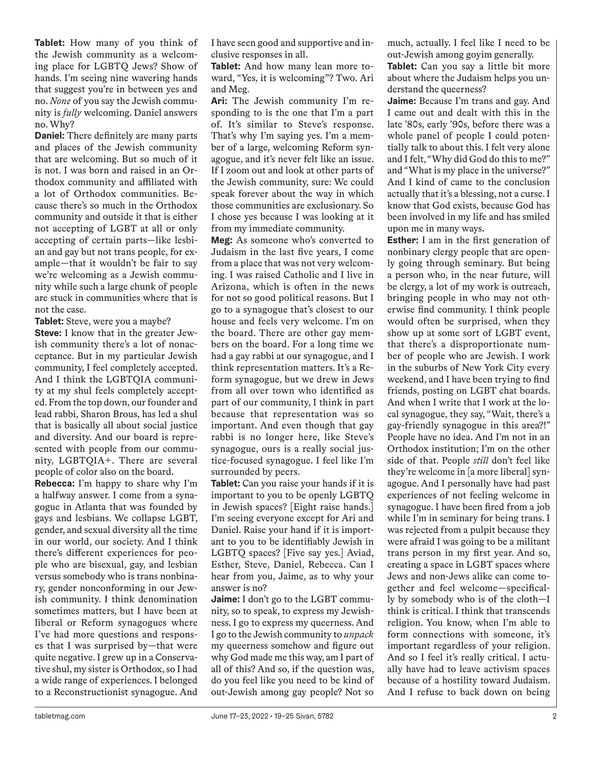**Tablet:** How many of you think of the Jewish community as a welcoming place for LGBTQ Jews? Show of hands. I'm seeing nine wavering hands that suggest you're in between yes and no. *None* of you say the Jewish community is *fully* welcoming. Daniel answers no. Why?

**Daniel:** There definitely are many parts and places of the Jewish community that are welcoming. But so much of it is not. I was born and raised in an Orthodox community and affiliated with a lot of Orthodox communities. Because there's so much in the Orthodox community and outside it that is either not accepting of LGBT at all or only accepting of certain parts—like lesbian and gay but not trans people, for example—that it wouldn't be fair to say we're welcoming as a Jewish community while such a large chunk of people are stuck in communities where that is not the case.

**Tablet:** Steve, were you a maybe?

**Steve:** I know that in the greater Jewish community there's a lot of nonacceptance. But in my particular Jewish community, I feel completely accepted. And I think the LGBTQIA community at my shul feels completely accepted. From the top down, our founder and lead rabbi, Sharon Brous, has led a shul that is basically all about social justice and diversity. And our board is represented with people from our community, LGBTQIA+. There are several people of color also on the board.

**Rebecca:** I'm happy to share why I'm a halfway answer. I come from a synagogue in Atlanta that was founded by gays and lesbians. We collapse LGBT, gender, and sexual diversity all the time in our world, our society. And I think there's different experiences for people who are bisexual, gay, and lesbian versus somebody who is trans nonbinary, gender nonconforming in our Jewish community. I think denomination sometimes matters, but I have been at liberal or Reform synagogues where I've had more questions and responses that I was surprised by—that were quite negative. I grew up in a Conservative shul, my sister is Orthodox, so I had a wide range of experiences. I belonged to a Reconstructionist synagogue. And I have seen good and supportive and inclusive responses in all.

**Tablet:** And how many lean more toward, "Yes, it is welcoming"? Two. Ari and Meg.

**Ari:** The Jewish community I'm responding to is the one that I'm a part of. It's similar to Steve's response. That's why I'm saying yes. I'm a member of a large, welcoming Reform synagogue, and it's never felt like an issue. If I zoom out and look at other parts of the Jewish community, sure: We could speak forever about the way in which those communities are exclusionary. So I chose yes because I was looking at it from my immediate community.

**Meg:** As someone who's converted to Judaism in the last five years, I come from a place that was not very welcoming. I was raised Catholic and I live in Arizona, which is often in the news for not so good political reasons. But I go to a synagogue that's closest to our house and feels very welcome. I'm on the board. There are other gay members on the board. For a long time we had a gay rabbi at our synagogue, and I think representation matters. It's a Reform synagogue, but we drew in Jews from all over town who identified as part of our community, I think in part because that representation was so important. And even though that gay rabbi is no longer here, like Steve's synagogue, ours is a really social justice-focused synagogue. I feel like I'm surrounded by peers.

**Tablet:** Can you raise your hands if it is important to you to be openly LGBTQ in Jewish spaces? [Eight raise hands.] I'm seeing everyone except for Ari and Daniel. Raise your hand if it is important to you to be identifiably Jewish in LGBTQ spaces? [Five say yes.] Aviad, Esther, Steve, Daniel, Rebecca. Can I hear from you, Jaime, as to why your answer is no?

**Jaime:** I don't go to the LGBT community, so to speak, to express my Jewishness. I go to express my queerness. And I go to the Jewish community to *unpack* my queerness somehow and figure out why God made me this way, am I part of all of this? And so, if the question was, do you feel like you need to be kind of out-Jewish among gay people? Not so much, actually. I feel like I need to be out-Jewish among goyim generally.

**Tablet:** Can you say a little bit more about where the Judaism helps you understand the queerness?

**Jaime:** Because I'm trans and gay. And I came out and dealt with this in the late '80s, early '90s, before there was a whole panel of people I could potentially talk to about this. I felt very alone and I felt, "Why did God do this to me?" and "What is my place in the universe?" And I kind of came to the conclusion actually that it's a blessing, not a curse. I know that God exists, because God has been involved in my life and has smiled upon me in many ways.

**Esther:** I am in the first generation of nonbinary clergy people that are openly going through seminary. But being a person who, in the near future, will be clergy, a lot of my work is outreach, bringing people in who may not otherwise find community. I think people would often be surprised, when they show up at some sort of LGBT event, that there's a disproportionate number of people who are Jewish. I work in the suburbs of New York City every weekend, and I have been trying to find friends, posting on LGBT chat boards. And when I write that I work at the local synagogue, they say, "Wait, there's a gay-friendly synagogue in this area?!" People have no idea. And I'm not in an Orthodox institution; I'm on the other side of that. People *still* don't feel like they're welcome in [a more liberal] synagogue. And I personally have had past experiences of not feeling welcome in synagogue. I have been fired from a job while I'm in seminary for being trans. I was rejected from a pulpit because they were afraid I was going to be a militant trans person in my first year. And so, creating a space in LGBT spaces where Jews and non-Jews alike can come together and feel welcome—specifically by somebody who is of the cloth—I think is critical. I think that transcends religion. You know, when I'm able to form connections with someone, it's important regardless of your religion. And so I feel it's really critical. I actually have had to leave activism spaces because of a hostility toward Judaism. And I refuse to back down on being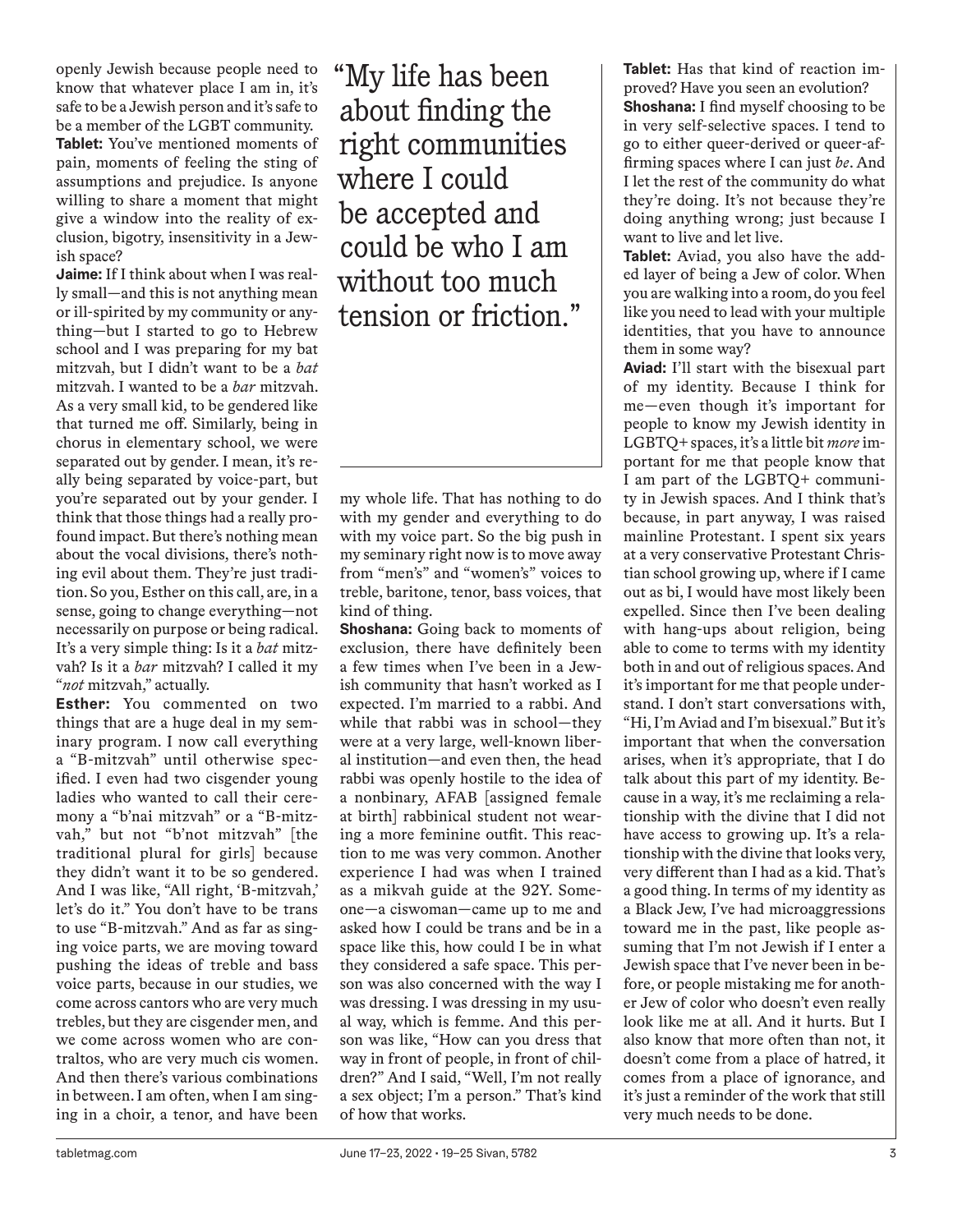openly Jewish because people need to know that whatever place I am in, it's safe to be a Jewish person and it's safe to be a member of the LGBT community.

**Tablet:** You've mentioned moments of pain, moments of feeling the sting of assumptions and prejudice. Is anyone willing to share a moment that might give a window into the reality of exclusion, bigotry, insensitivity in a Jewish space?

**Jaime:** If I think about when I was really small—and this is not anything mean or ill-spirited by my community or anything—but I started to go to Hebrew school and I was preparing for my bat mitzvah, but I didn't want to be a *bat* mitzvah. I wanted to be a *bar* mitzvah. As a very small kid, to be gendered like that turned me off. Similarly, being in chorus in elementary school, we were separated out by gender. I mean, it's really being separated by voice-part, but you're separated out by your gender. I think that those things had a really profound impact. But there's nothing mean about the vocal divisions, there's nothing evil about them. They're just tradition. So you, Esther on this call, are, in a sense, going to change everything—not necessarily on purpose or being radical. It's a very simple thing: Is it a *bat* mitzvah? Is it a *bar* mitzvah? I called it my "*not* mitzvah," actually.

**Esther:** You commented on two things that are a huge deal in my seminary program. I now call everything a "B-mitzvah" until otherwise specified. I even had two cisgender young ladies who wanted to call their ceremony a "b'nai mitzvah" or a "B-mitzvah," but not "b'not mitzvah" [the traditional plural for girls] because they didn't want it to be so gendered. And I was like, "All right, 'B-mitzvah,' let's do it." You don't have to be trans to use "B-mitzvah." And as far as singing voice parts, we are moving toward pushing the ideas of treble and bass voice parts, because in our studies, we come across cantors who are very much trebles, but they are cisgender men, and we come across women who are contraltos, who are very much cis women. And then there's various combinations in between. I am often, when I am singing in a choir, a tenor, and have been my whole life. That has nothing to do with my gender and everything to do with my voice part. So the big push in my seminary right now is to move away from "men's" and "women's" voices to treble, baritone, tenor, bass voices, that kind of thing.

> "My life has been about finding the right communities where I could be accepted and could be who I am without too much tension or friction."

**Shoshana:** Going back to moments of exclusion, there have definitely been a few times when I've been in a Jewish community that hasn't worked as I expected. I'm married to a rabbi. And while that rabbi was in school—they were at a very large, well-known liberal institution—and even then, the head rabbi was openly hostile to the idea of a nonbinary, AFAB [assigned female at birth] rabbinical student not wearing a more feminine outfit. This reaction to me was very common. Another experience I had was when I trained as a mikvah guide at the 92Y. Someone—a ciswoman—came up to me and asked how I could be trans and be in a space like this, how could I be in what they considered a safe space. This person was also concerned with the way I was dressing. I was dressing in my usual way, which is femme. And this person was like, "How can you dress that way in front of people, in front of children?" And I said, "Well, I'm not really a sex object; I'm a person." That's kind of how that works.

**Tablet:** Has that kind of reaction improved? Have you seen an evolution?

**Shoshana:** I find myself choosing to be in very self-selective spaces. I tend to go to either queer-derived or queer-affirming spaces where I can just *be*. And I let the rest of the community do what they're doing. It's not because they're doing anything wrong; just because I want to live and let live.

**Tablet:** Aviad, you also have the added layer of being a Jew of color. When you are walking into a room, do you feel like you need to lead with your multiple identities, that you have to announce them in some way?

**Aviad:** I'll start with the bisexual part of my identity. Because I think for me—even though it's important for people to know my Jewish identity in LGBTQ+ spaces, it's a little bit *more* important for me that people know that I am part of the LGBTQ+ community in Jewish spaces. And I think that's because, in part anyway, I was raised mainline Protestant. I spent six years at a very conservative Protestant Christian school growing up, where if I came out as bi, I would have most likely been expelled. Since then I've been dealing with hang-ups about religion, being able to come to terms with my identity both in and out of religious spaces. And it's important for me that people understand. I don't start conversations with, "Hi, I'm Aviad and I'm bisexual." But it's important that when the conversation arises, when it's appropriate, that I do talk about this part of my identity. Because in a way, it's me reclaiming a relationship with the divine that I did not have access to growing up. It's a relationship with the divine that looks very, very different than I had as a kid. That's a good thing. In terms of my identity as a Black Jew, I've had microaggressions toward me in the past, like people assuming that I'm not Jewish if I enter a Jewish space that I've never been in before, or people mistaking me for another Jew of color who doesn't even really look like me at all. And it hurts. But I also know that more often than not, it doesn't come from a place of hatred, it comes from a place of ignorance, and it's just a reminder of the work that still very much needs to be done.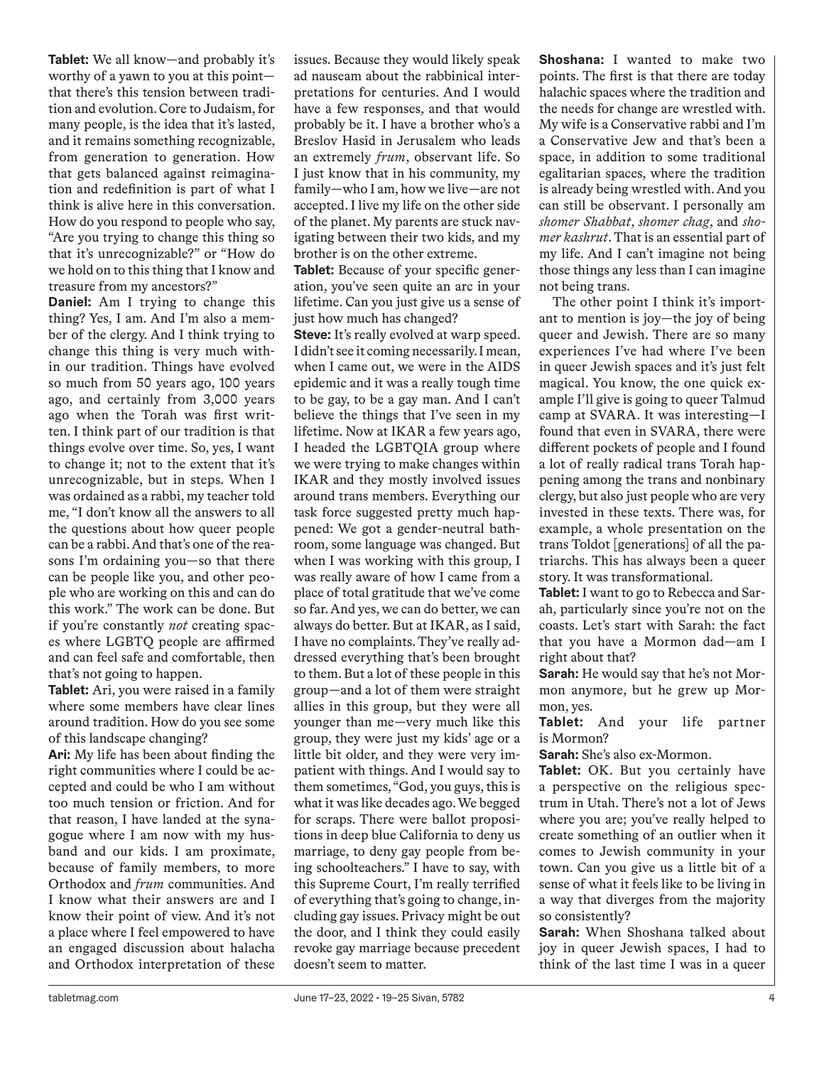**Tablet:** We all know—and probably it's worthy of a yawn to you at this point—that there's this tension between tradition and evolution. Core to Judaism, for many people, is the idea that it's lasted, and it remains something recognizable, from generation to generation. How that gets balanced against reimagination and redefinition is part of what I think is alive here in this conversation. How do you respond to people who say, "Are you trying to change this thing so that it's unrecognizable?" or "How do we hold on to this thing that I know and treasure from my ancestors?"

**Daniel:** Am I trying to change this thing? Yes, I am. And I'm also a member of the clergy. And I think trying to change this thing is very much within our tradition. Things have evolved so much from 50 years ago, 100 years ago, and certainly from 3,000 years ago when the Torah was first written. I think part of our tradition is that things evolve over time. So, yes, I want to change it; not to the extent that it's unrecognizable, but in steps. When I was ordained as a rabbi, my teacher told me, "I don't know all the answers to all the questions about how queer people can be a rabbi. And that's one of the reasons I'm ordaining you—so that there can be people like you, and other people who are working on this and can do this work." The work can be done. But if you're constantly *not* creating spaces where LGBTQ people are affirmed and can feel safe and comfortable, then that's not going to happen.

**Tablet:** Ari, you were raised in a family where some members have clear lines around tradition. How do you see some of this landscape changing?

**Ari:** My life has been about finding the right communities where I could be accepted and could be who I am without too much tension or friction. And for that reason, I have landed at the synagogue where I am now with my husband and our kids. I am proximate, because of family members, to more Orthodox and *frum* communities. And I know what their answers are and I know their point of view. And it's not a place where I feel empowered to have an engaged discussion about halacha and Orthodox interpretation of these issues. Because they would likely speak ad nauseam about the rabbinical interpretations for centuries. And I would have a few responses, and that would probably be it. I have a brother who's a Breslov Hasid in Jerusalem who leads an extremely *frum*, observant life. So I just know that in his community, my family—who I am, how we live—are not accepted. I live my life on the other side of the planet. My parents are stuck navigating between their two kids, and my brother is on the other extreme.

**Tablet:** Because of your specific generation, you've seen quite an arc in your lifetime. Can you just give us a sense of just how much has changed?

**Steve:** It's really evolved at warp speed. I didn't see it coming necessarily. I mean, when I came out, we were in the AIDS epidemic and it was a really tough time to be gay, to be a gay man. And I can't believe the things that I've seen in my lifetime. Now at IKAR a few years ago, I headed the LGBTQIA group where we were trying to make changes within IKAR and they mostly involved issues around trans members. Everything our task force suggested pretty much happened: We got a gender-neutral bathroom, some language was changed. But when I was working with this group, I was really aware of how I came from a place of total gratitude that we've come so far. And yes, we can do better, we can always do better. But at IKAR, as I said, I have no complaints. They've really addressed everything that's been brought to them. But a lot of these people in this group—and a lot of them were straight allies in this group, but they were all younger than me—very much like this group, they were just my kids' age or a little bit older, and they were very impatient with things. And I would say to them sometimes, "God, you guys, this is what it was like decades ago. We begged for scraps. There were ballot propositions in deep blue California to deny us marriage, to deny gay people from being schoolteachers." I have to say, with this Supreme Court, I'm really terrified of everything that's going to change, including gay issues. Privacy might be out the door, and I think they could easily revoke gay marriage because precedent doesn't seem to matter.

**Shoshana:** I wanted to make two points. The first is that there are today halachic spaces where the tradition and the needs for change are wrestled with. My wife is a Conservative rabbi and I'm a Conservative Jew and that's been a space, in addition to some traditional egalitarian spaces, where the tradition is already being wrestled with. And you can still be observant. I personally am *shomer Shabbat*, *shomer chag*, and *shomer kashrut*. That is an essential part of my life. And I can't imagine not being those things any less than I can imagine not being trans.

The other point I think it's important to mention is joy—the joy of being queer and Jewish. There are so many experiences I've had where I've been in queer Jewish spaces and it's just felt magical. You know, the one quick example I'll give is going to queer Talmud camp at SVARA. It was interesting—I found that even in SVARA, there were different pockets of people and I found a lot of really radical trans Torah happening among the trans and nonbinary clergy, but also just people who are very invested in these texts. There was, for example, a whole presentation on the trans Toldot [generations] of all the patriarchs. This has always been a queer story. It was transformational.

**Tablet:** I want to go to Rebecca and Sarah, particularly since you're not on the coasts. Let's start with Sarah: the fact that you have a Mormon dad—am I right about that?

**Sarah:** He would say that he's not Mormon anymore, but he grew up Mormon, yes.

**Tablet:** And your life partner is Mormon?

**Sarah:** She's also ex-Mormon.

**Tablet:** OK. But you certainly have a perspective on the religious spectrum in Utah. There's not a lot of Jews where you are; you've really helped to create something of an outlier when it comes to Jewish community in your town. Can you give us a little bit of a sense of what it feels like to be living in a way that diverges from the majority so consistently?

**Sarah:** When Shoshana talked about joy in queer Jewish spaces, I had to think of the last time I was in a queer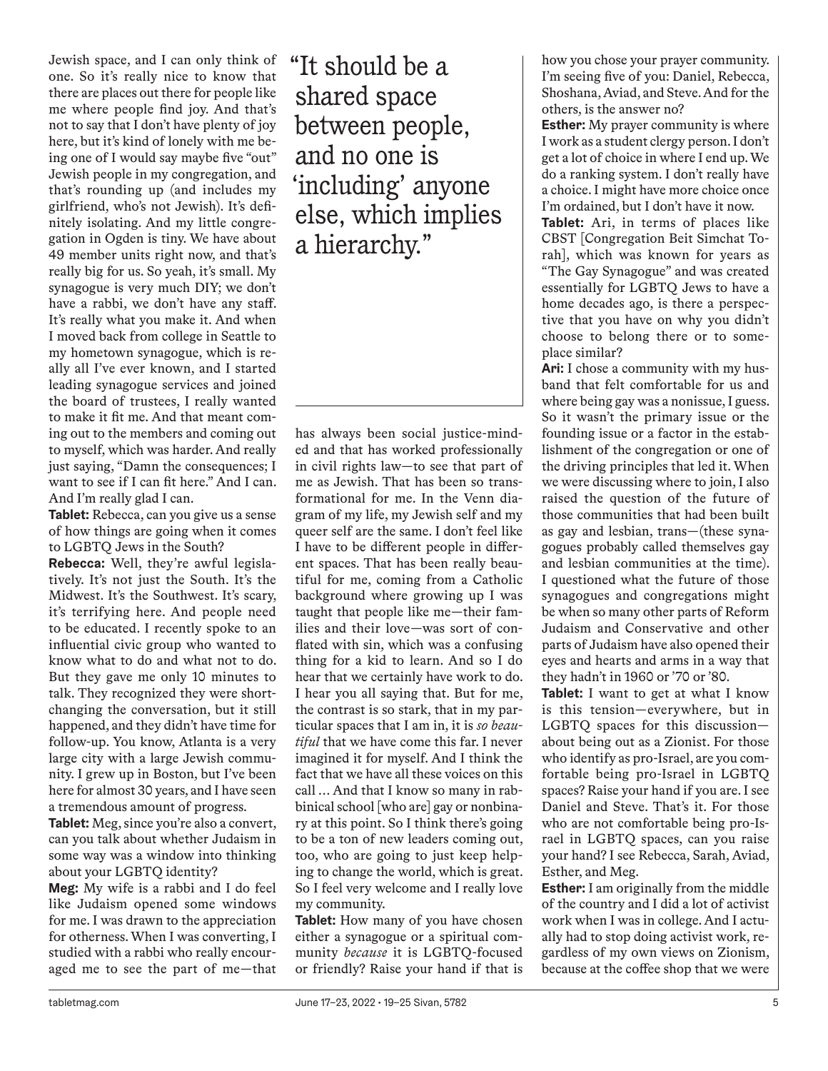Jewish space, and I can only think of one. So it's really nice to know that there are places out there for people like me where people find joy. And that's not to say that I don't have plenty of joy here, but it's kind of lonely with me being one of I would say maybe five "out" Jewish people in my congregation, and that's rounding up (and includes my girlfriend, who's not Jewish). It's definitely isolating. And my little congregation in Ogden is tiny. We have about 49 member units right now, and that's really big for us. So yeah, it's small. My synagogue is very much DIY; we don't have a rabbi, we don't have any staff. It's really what you make it. And when I moved back from college in Seattle to my hometown synagogue, which is really all I've ever known, and I started leading synagogue services and joined the board of trustees, I really wanted to make it fit me. And that meant coming out to the members and coming out to myself, which was harder. And really just saying, "Damn the consequences; I want to see if I can fit here." And I can. And I'm really glad I can.

**Tablet:** Rebecca, can you give us a sense of how things are going when it comes to LGBTQ Jews in the South?

**Rebecca:** Well, they're awful legislatively. It's not just the South. It's the Midwest. It's the Southwest. It's scary, it's terrifying here. And people need to be educated. I recently spoke to an influential civic group who wanted to know what to do and what not to do. But they gave me only 10 minutes to talk. They recognized they were shortchanging the conversation, but it still happened, and they didn't have time for follow-up. You know, Atlanta is a very large city with a large Jewish community. I grew up in Boston, but I've been here for almost 30 years, and I have seen a tremendous amount of progress.

**Tablet:** Meg, since you're also a convert, can you talk about whether Judaism in some way was a window into thinking about your LGBTQ identity?

**Meg:** My wife is a rabbi and I do feel like Judaism opened some windows for me. I was drawn to the appreciation for otherness. When I was converting, I studied with a rabbi who really encouraged me to see the part of me—that has always been social justice-minded and that has worked professionally in civil rights law—to see that part of me as Jewish. That has been so transformational for me. In the Venn diagram of my life, my Jewish self and my queer self are the same. I don't feel like I have to be different people in different spaces. That has been really beautiful for me, coming from a Catholic background where growing up I was taught that people like me—their families and their love—was sort of conflated with sin, which was a confusing thing for a kid to learn. And so I do hear that we certainly have work to do. I hear you all saying that. But for me, the contrast is so stark, that in my particular spaces that I am in, it is *so beautiful* that we have come this far. I never imagined it for myself. And I think the fact that we have all these voices on this call … And that I know so many in rabbinical school [who are] gay or nonbinary at this point. So I think there's going to be a ton of new leaders coming out, too, who are going to just keep helping to change the world, which is great. So I feel very welcome and I really love my community.

> "It should be a shared space between people, and no one is 'including' anyone else, which implies a hierarchy."

**Tablet:** How many of you have chosen either a synagogue or a spiritual community *because* it is LGBTQ-focused or friendly? Raise your hand if that is how you chose your prayer community. I'm seeing five of you: Daniel, Rebecca, Shoshana, Aviad, and Steve. And for the others, is the answer no?

**Esther:** My prayer community is where I work as a student clergy person. I don't get a lot of choice in where I end up. We do a ranking system. I don't really have a choice. I might have more choice once I'm ordained, but I don't have it now.

**Tablet:** Ari, in terms of places like CBST [Congregation Beit Simchat Torah], which was known for years as "The Gay Synagogue" and was created essentially for LGBTQ Jews to have a home decades ago, is there a perspective that you have on why you didn't choose to belong there or to someplace similar?

**Ari:** I chose a community with my husband that felt comfortable for us and where being gay was a nonissue, I guess. So it wasn't the primary issue or the founding issue or a factor in the establishment of the congregation or one of the driving principles that led it. When we were discussing where to join, I also raised the question of the future of those communities that had been built as gay and lesbian, trans—(these synagogues probably called themselves gay and lesbian communities at the time). I questioned what the future of those synagogues and congregations might be when so many other parts of Reform Judaism and Conservative and other parts of Judaism have also opened their eyes and hearts and arms in a way that they hadn't in 1960 or '70 or '80.

**Tablet:** I want to get at what I know is this tension—everywhere, but in LGBTQ spaces for this discussion—about being out as a Zionist. For those who identify as pro-Israel, are you comfortable being pro-Israel in LGBTQ spaces? Raise your hand if you are. I see Daniel and Steve. That's it. For those who are not comfortable being pro-Israel in LGBTQ spaces, can you raise your hand? I see Rebecca, Sarah, Aviad, Esther, and Meg.

**Esther:** I am originally from the middle of the country and I did a lot of activist work when I was in college. And I actually had to stop doing activist work, regardless of my own views on Zionism, because at the coffee shop that we were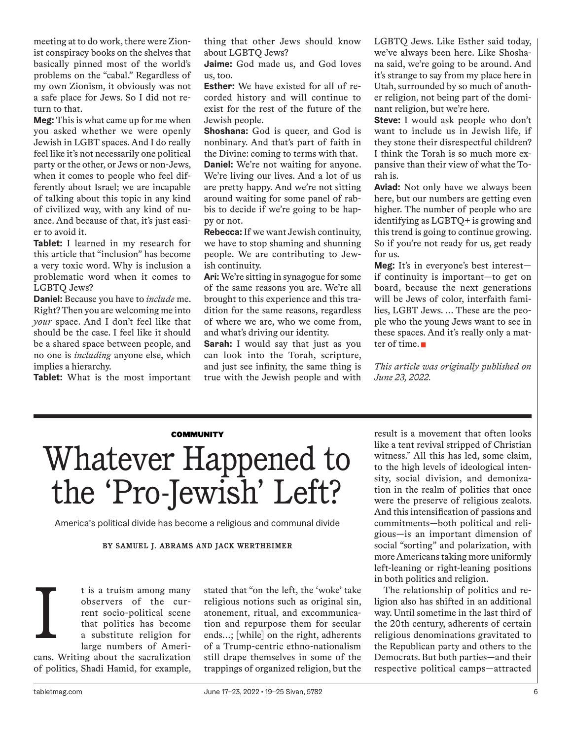meeting at to do work, there were Zionist conspiracy books on the shelves that basically pinned most of the world's problems on the "cabal." Regardless of my own Zionism, it obviously was not a safe place for Jews. So I did not return to that.

**Meg:** This is what came up for me when you asked whether we were openly Jewish in LGBT spaces. And I do really feel like it's not necessarily one political party or the other, or Jews or non-Jews, when it comes to people who feel differently about Israel; we are incapable of talking about this topic in any kind of civilized way, with any kind of nuance. And because of that, it's just easier to avoid it.

**Tablet:** I learned in my research for this article that "inclusion" has become a very toxic word. Why is inclusion a problematic word when it comes to LGBTQ Jews?

**Daniel:** Because you have to *include* me. Right? Then you are welcoming me into *your* space. And I don't feel like that should be the case. I feel like it should be a shared space between people, and no one is *including* anyone else, which implies a hierarchy.

**Tablet:** What is the most important thing that other Jews should know about LGBTQ Jews?

**Jaime:** God made us, and God loves us, too.

**Esther:** We have existed for all of recorded history and will continue to exist for the rest of the future of the Jewish people.

**Shoshana:** God is queer, and God is nonbinary. And that's part of faith in the Divine: coming to terms with that.

**Daniel:** We're not waiting for anyone. We're living our lives. And a lot of us are pretty happy. And we're not sitting around waiting for some panel of rabbis to decide if we're going to be happy or not.

**Rebecca:** If we want Jewish continuity, we have to stop shaming and shunning people. We are contributing to Jewish continuity.

**Ari:** We're sitting in synagogue for some of the same reasons you are. We're all brought to this experience and this tradition for the same reasons, regardless of where we are, who we come from, and what's driving our identity.

**Sarah:** I would say that just as you can look into the Torah, scripture, and just see infinity, the same thing is true with the Jewish people and with LGBTQ Jews. Like Esther said today, we've always been here. Like Shoshana said, we're going to be around. And it's strange to say from my place here in Utah, surrounded by so much of another religion, not being part of the dominant religion, but we're here.

**Steve:** I would ask people who don't want to include us in Jewish life, if they stone their disrespectful children? I think the Torah is so much more expansive than their view of what the Torah is.

**Aviad:** Not only have we always been here, but our numbers are getting even higher. The number of people who are identifying as LGBTQ+ is growing and this trend is going to continue growing. So if you're not ready for us, get ready for us.

**Meg:** It's in everyone's best interest—if continuity is important—to get on board, because the next generations will be Jews of color, interfaith families, LGBT Jews. … These are the people who the young Jews want to see in these spaces. And it's really only a matter of time. ■

*This article was originally published on June 23, 2022.*

---

**COMMUNITY**

# Whatever Happened to the 'Pro-Jewish' Left?

America's political divide has become a religious and communal divide

**BY SAMUEL J. ABRAMS AND JACK WERTHEIMER**

It is a truism among many observers of the current socio-political scene that politics has become a substitute religion for large numbers of Americans. Writing about the sacralization of politics, Shadi Hamid, for example, stated that "on the left, the 'woke' take religious notions such as original sin, atonement, ritual, and excommunication and repurpose them for secular ends…; [while] on the right, adherents of a Trump-centric ethno-nationalism still drape themselves in some of the trappings of organized religion, but the result is a movement that often looks like a tent revival stripped of Christian witness." All this has led, some claim, to the high levels of ideological intensity, social division, and demonization in the realm of politics that once were the preserve of religious zealots. And this intensification of passions and commitments—both political and religious—is an important dimension of social "sorting" and polarization, with more Americans taking more uniformly left-leaning or right-leaning positions in both politics and religion.

The relationship of politics and religion also has shifted in an additional way. Until sometime in the last third of the 20th century, adherents of certain religious denominations gravitated to the Republican party and others to the Democrats. But both parties—and their respective political camps—attracted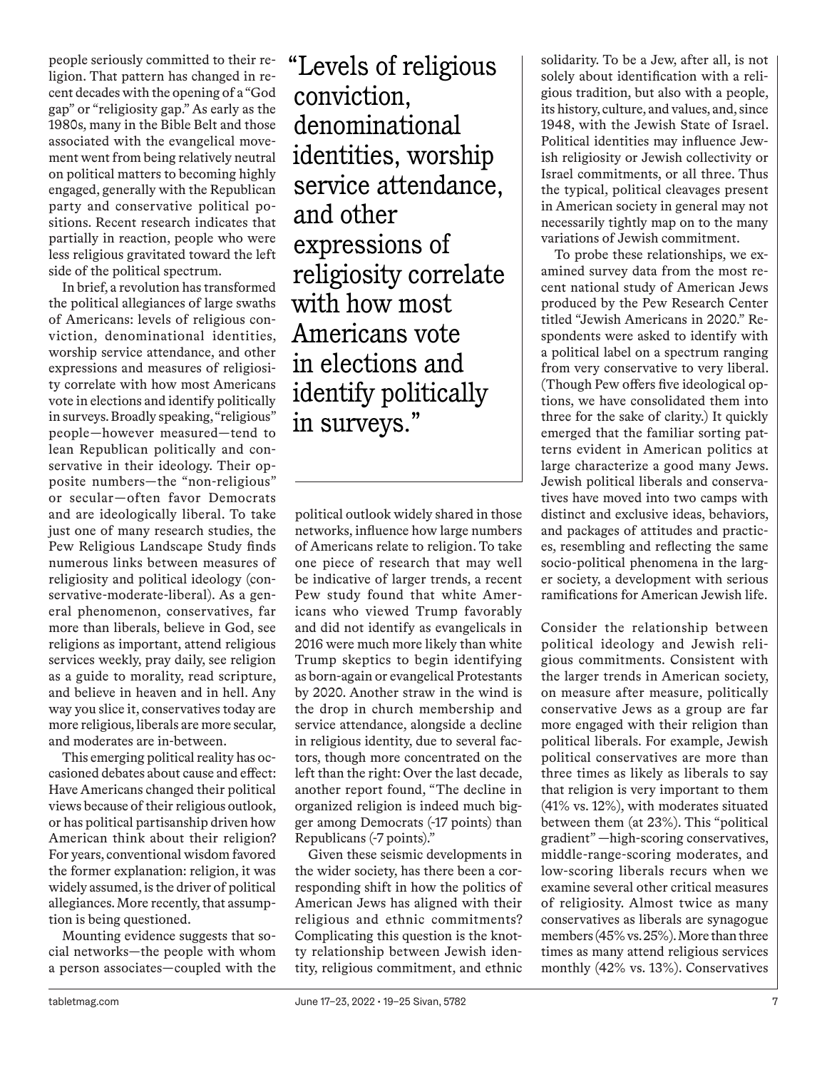people seriously committed to their religion. That pattern has changed in recent decades with the opening of a "God gap" or "religiosity gap." As early as the 1980s, many in the Bible Belt and those associated with the evangelical movement went from being relatively neutral on political matters to becoming highly engaged, generally with the Republican party and conservative political positions. Recent research indicates that partially in reaction, people who were less religious gravitated toward the left side of the political spectrum.

In brief, a revolution has transformed the political allegiances of large swaths of Americans: levels of religious conviction, denominational identities, worship service attendance, and other expressions and measures of religiosity correlate with how most Americans vote in elections and identify politically in surveys. Broadly speaking, "religious" people—however measured—tend to lean Republican politically and conservative in their ideology. Their opposite numbers—the "non-religious" or secular—often favor Democrats and are ideologically liberal. To take just one of many research studies, the Pew Religious Landscape Study finds numerous links between measures of religiosity and political ideology (conservative-moderate-liberal). As a general phenomenon, conservatives, far more than liberals, believe in God, see religions as important, attend religious services weekly, pray daily, see religion as a guide to morality, read scripture, and believe in heaven and in hell. Any way you slice it, conservatives today are more religious, liberals are more secular, and moderates are in-between.

This emerging political reality has occasioned debates about cause and effect: Have Americans changed their political views because of their religious outlook, or has political partisanship driven how American think about their religion? For years, conventional wisdom favored the former explanation: religion, it was widely assumed, is the driver of political allegiances. More recently, that assumption is being questioned.

Mounting evidence suggests that social networks—the people with whom a person associates—coupled with the political outlook widely shared in those networks, influence how large numbers of Americans relate to religion. To take one piece of research that may well be indicative of larger trends, a recent Pew study found that white Americans who viewed Trump favorably and did not identify as evangelicals in 2016 were much more likely than white Trump skeptics to begin identifying as born-again or evangelical Protestants by 2020. Another straw in the wind is the drop in church membership and service attendance, alongside a decline in religious identity, due to several factors, though more concentrated on the left than the right: Over the last decade, another report found, "The decline in organized religion is indeed much bigger among Democrats (-17 points) than Republicans (-7 points)."

> "Levels of religious conviction, denominational identities, worship service attendance, and other expressions of religiosity correlate with how most Americans vote in elections and identify politically in surveys."

Given these seismic developments in the wider society, has there been a corresponding shift in how the politics of American Jews has aligned with their religious and ethnic commitments? Complicating this question is the knotty relationship between Jewish identity, religious commitment, and ethnic solidarity. To be a Jew, after all, is not solely about identification with a religious tradition, but also with a people, its history, culture, and values, and, since 1948, with the Jewish State of Israel. Political identities may influence Jewish religiosity or Jewish collectivity or Israel commitments, or all three. Thus the typical, political cleavages present in American society in general may not necessarily tightly map on to the many variations of Jewish commitment.

To probe these relationships, we examined survey data from the most recent national study of American Jews produced by the Pew Research Center titled "Jewish Americans in 2020." Respondents were asked to identify with a political label on a spectrum ranging from very conservative to very liberal. (Though Pew offers five ideological options, we have consolidated them into three for the sake of clarity.) It quickly emerged that the familiar sorting patterns evident in American politics at large characterize a good many Jews. Jewish political liberals and conservatives have moved into two camps with distinct and exclusive ideas, behaviors, and packages of attitudes and practices, resembling and reflecting the same socio-political phenomena in the larger society, a development with serious ramifications for American Jewish life.

Consider the relationship between political ideology and Jewish religious commitments. Consistent with the larger trends in American society, on measure after measure, politically conservative Jews as a group are far more engaged with their religion than political liberals. For example, Jewish political conservatives are more than three times as likely as liberals to say that religion is very important to them (41% vs. 12%), with moderates situated between them (at 23%). This "political gradient"—high-scoring conservatives, middle-range-scoring moderates, and low-scoring liberals recurs when we examine several other critical measures of religiosity. Almost twice as many conservatives as liberals are synagogue members (45% vs. 25%). More than three times as many attend religious services monthly (42% vs. 13%). Conservatives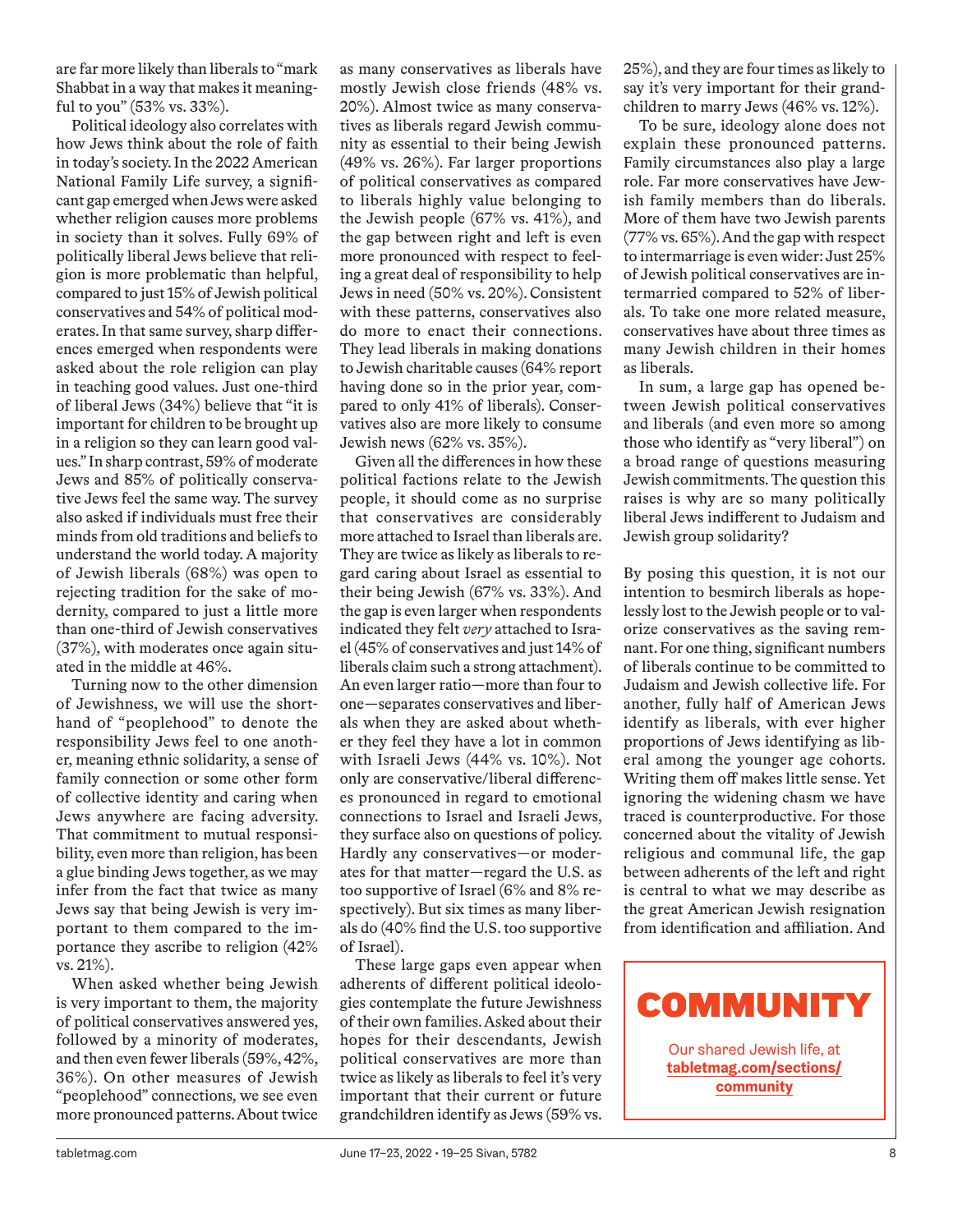are far more likely than liberals to "mark Shabbat in a way that makes it meaningful to you" (53% vs. 33%).

Political ideology also correlates with how Jews think about the role of faith in today's society. In the 2022 American National Family Life survey, a significant gap emerged when Jews were asked whether religion causes more problems in society than it solves. Fully 69% of politically liberal Jews believe that religion is more problematic than helpful, compared to just 15% of Jewish political conservatives and 54% of political moderates. In that same survey, sharp differences emerged when respondents were asked about the role religion can play in teaching good values. Just one-third of liberal Jews (34%) believe that "it is important for children to be brought up in a religion so they can learn good values." In sharp contrast, 59% of moderate Jews and 85% of politically conservative Jews feel the same way. The survey also asked if individuals must free their minds from old traditions and beliefs to understand the world today. A majority of Jewish liberals (68%) was open to rejecting tradition for the sake of modernity, compared to just a little more than one-third of Jewish conservatives (37%), with moderates once again situated in the middle at 46%.

Turning now to the other dimension of Jewishness, we will use the shorthand of "peoplehood" to denote the responsibility Jews feel to one another, meaning ethnic solidarity, a sense of family connection or some other form of collective identity and caring when Jews anywhere are facing adversity. That commitment to mutual responsibility, even more than religion, has been a glue binding Jews together, as we may infer from the fact that twice as many Jews say that being Jewish is very important to them compared to the importance they ascribe to religion (42% vs. 21%).

When asked whether being Jewish is very important to them, the majority of political conservatives answered yes, followed by a minority of moderates, and then even fewer liberals (59%, 42%, 36%). On other measures of Jewish "peoplehood" connections, we see even more pronounced patterns. About twice as many conservatives as liberals have mostly Jewish close friends (48% vs. 20%). Almost twice as many conservatives as liberals regard Jewish community as essential to their being Jewish (49% vs. 26%). Far larger proportions of political conservatives as compared to liberals highly value belonging to the Jewish people (67% vs. 41%), and the gap between right and left is even more pronounced with respect to feeling a great deal of responsibility to help Jews in need (50% vs. 20%). Consistent with these patterns, conservatives also do more to enact their connections. They lead liberals in making donations to Jewish charitable causes (64% report having done so in the prior year, compared to only 41% of liberals). Conservatives also are more likely to consume Jewish news (62% vs. 35%).

Given all the differences in how these political factions relate to the Jewish people, it should come as no surprise that conservatives are considerably more attached to Israel than liberals are. They are twice as likely as liberals to regard caring about Israel as essential to their being Jewish (67% vs. 33%). And the gap is even larger when respondents indicated they felt *very* attached to Israel (45% of conservatives and just 14% of liberals claim such a strong attachment). An even larger ratio—more than four to one—separates conservatives and liberals when they are asked about whether they feel they have a lot in common with Israeli Jews (44% vs. 10%). Not only are conservative/liberal differences pronounced in regard to emotional connections to Israel and Israeli Jews, they surface also on questions of policy. Hardly any conservatives—or moderates for that matter—regard the U.S. as too supportive of Israel (6% and 8% respectively). But six times as many liberals do (40% find the U.S. too supportive of Israel).

These large gaps even appear when adherents of different political ideologies contemplate the future Jewishness of their own families. Asked about their hopes for their descendants, Jewish political conservatives are more than twice as likely as liberals to feel it's very important that their current or future grandchildren identify as Jews (59% vs. 25%), and they are four times as likely to say it's very important for their grandchildren to marry Jews (46% vs. 12%).

To be sure, ideology alone does not explain these pronounced patterns. Family circumstances also play a large role. Far more conservatives have Jewish family members than do liberals. More of them have two Jewish parents (77% vs. 65%). And the gap with respect to intermarriage is even wider: Just 25% of Jewish political conservatives are intermarried compared to 52% of liberals. To take one more related measure, conservatives have about three times as many Jewish children in their homes as liberals.

In sum, a large gap has opened between Jewish political conservatives and liberals (and even more so among those who identify as "very liberal") on a broad range of questions measuring Jewish commitments. The question this raises is why are so many politically liberal Jews indifferent to Judaism and Jewish group solidarity?

By posing this question, it is not our intention to besmirch liberals as hopelessly lost to the Jewish people or to valorize conservatives as the saving remnant. For one thing, significant numbers of liberals continue to be committed to Judaism and Jewish collective life. For another, fully half of American Jews identify as liberals, with ever higher proportions of Jews identifying as liberal among the younger age cohorts. Writing them off makes little sense. Yet ignoring the widening chasm we have traced is counterproductive. For those concerned about the vitality of Jewish religious and communal life, the gap between adherents of the left and right is central to what we may describe as the great American Jewish resignation from identification and affiliation. And

**COMMUNITY**

Our shared Jewish life, at **tabletmag.com/sections/community**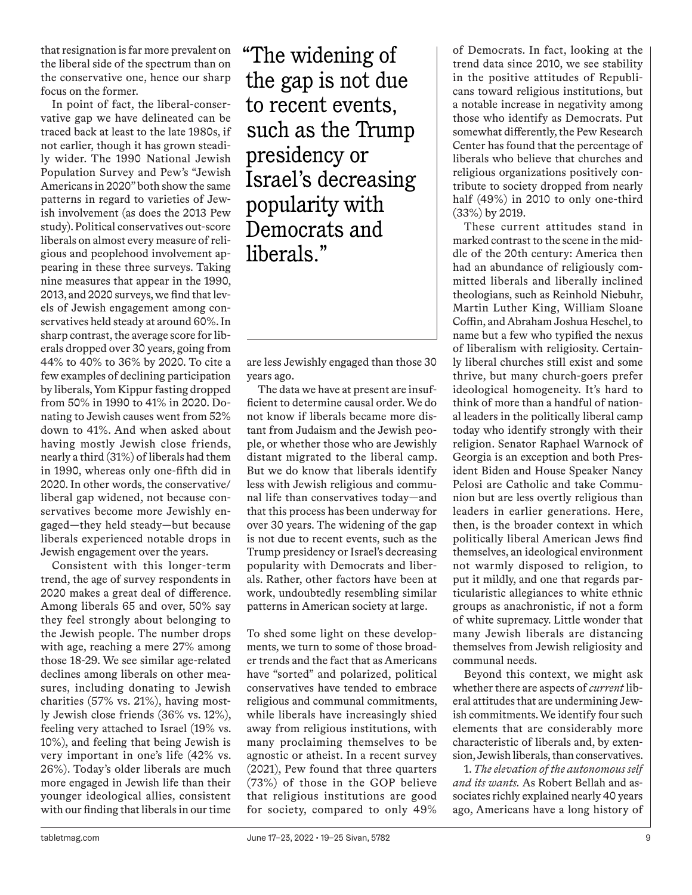that resignation is far more prevalent on the liberal side of the spectrum than on the conservative one, hence our sharp focus on the former.

In point of fact, the liberal-conservative gap we have delineated can be traced back at least to the late 1980s, if not earlier, though it has grown steadily wider. The 1990 National Jewish Population Survey and Pew's "Jewish Americans in 2020" both show the same patterns in regard to varieties of Jewish involvement (as does the 2013 Pew study). Political conservatives out-score liberals on almost every measure of religious and peoplehood involvement appearing in these three surveys. Taking nine measures that appear in the 1990, 2013, and 2020 surveys, we find that levels of Jewish engagement among conservatives held steady at around 60%. In sharp contrast, the average score for liberals dropped over 30 years, going from 44% to 40% to 36% by 2020. To cite a few examples of declining participation by liberals, Yom Kippur fasting dropped from 50% in 1990 to 41% in 2020. Donating to Jewish causes went from 52% down to 41%. And when asked about having mostly Jewish close friends, nearly a third (31%) of liberals had them in 1990, whereas only one-fifth did in 2020. In other words, the conservative/liberal gap widened, not because conservatives become more Jewishly engaged—they held steady—but because liberals experienced notable drops in Jewish engagement over the years.

Consistent with this longer-term trend, the age of survey respondents in 2020 makes a great deal of difference. Among liberals 65 and over, 50% say they feel strongly about belonging to the Jewish people. The number drops with age, reaching a mere 27% among those 18-29. We see similar age-related declines among liberals on other measures, including donating to Jewish charities (57% vs. 21%), having mostly Jewish close friends (36% vs. 12%), feeling very attached to Israel (19% vs. 10%), and feeling that being Jewish is very important in one's life (42% vs. 26%). Today's older liberals are much more engaged in Jewish life than their younger ideological allies, consistent with our finding that liberals in our time are less Jewishly engaged than those 30 years ago.

> "The widening of the gap is not due to recent events, such as the Trump presidency or Israel's decreasing popularity with Democrats and liberals."

The data we have at present are insufficient to determine causal order. We do not know if liberals became more distant from Judaism and the Jewish people, or whether those who are Jewishly distant migrated to the liberal camp. But we do know that liberals identify less with Jewish religious and communal life than conservatives today—and that this process has been underway for over 30 years. The widening of the gap is not due to recent events, such as the Trump presidency or Israel's decreasing popularity with Democrats and liberals. Rather, other factors have been at work, undoubtedly resembling similar patterns in American society at large.

To shed some light on these developments, we turn to some of those broader trends and the fact that as Americans have "sorted" and polarized, political conservatives have tended to embrace religious and communal commitments, while liberals have increasingly shied away from religious institutions, with many proclaiming themselves to be agnostic or atheist. In a recent survey (2021), Pew found that three quarters (73%) of those in the GOP believe that religious institutions are good for society, compared to only 49% of Democrats. In fact, looking at the trend data since 2010, we see stability in the positive attitudes of Republicans toward religious institutions, but a notable increase in negativity among those who identify as Democrats. Put somewhat differently, the Pew Research Center has found that the percentage of liberals who believe that churches and religious organizations positively contribute to society dropped from nearly half (49%) in 2010 to only one-third (33%) by 2019.

These current attitudes stand in marked contrast to the scene in the middle of the 20th century: America then had an abundance of religiously committed liberals and liberally inclined theologians, such as Reinhold Niebuhr, Martin Luther King, William Sloane Coffin, and Abraham Joshua Heschel, to name but a few who typified the nexus of liberalism with religiosity. Certainly liberal churches still exist and some thrive, but many church-goers prefer ideological homogeneity. It's hard to think of more than a handful of national leaders in the politically liberal camp today who identify strongly with their religion. Senator Raphael Warnock of Georgia is an exception and both President Biden and House Speaker Nancy Pelosi are Catholic and take Communion but are less overtly religious than leaders in earlier generations. Here, then, is the broader context in which politically liberal American Jews find themselves, an ideological environment not warmly disposed to religion, to put it mildly, and one that regards particularistic allegiances to white ethnic groups as anachronistic, if not a form of white supremacy. Little wonder that many Jewish liberals are distancing themselves from Jewish religiosity and communal needs.

Beyond this context, we might ask whether there are aspects of *current* liberal attitudes that are undermining Jewish commitments. We identify four such elements that are considerably more characteristic of liberals and, by extension, Jewish liberals, than conservatives.

1. *The elevation of the autonomous self and its wants.* As Robert Bellah and associates richly explained nearly 40 years ago, Americans have a long history of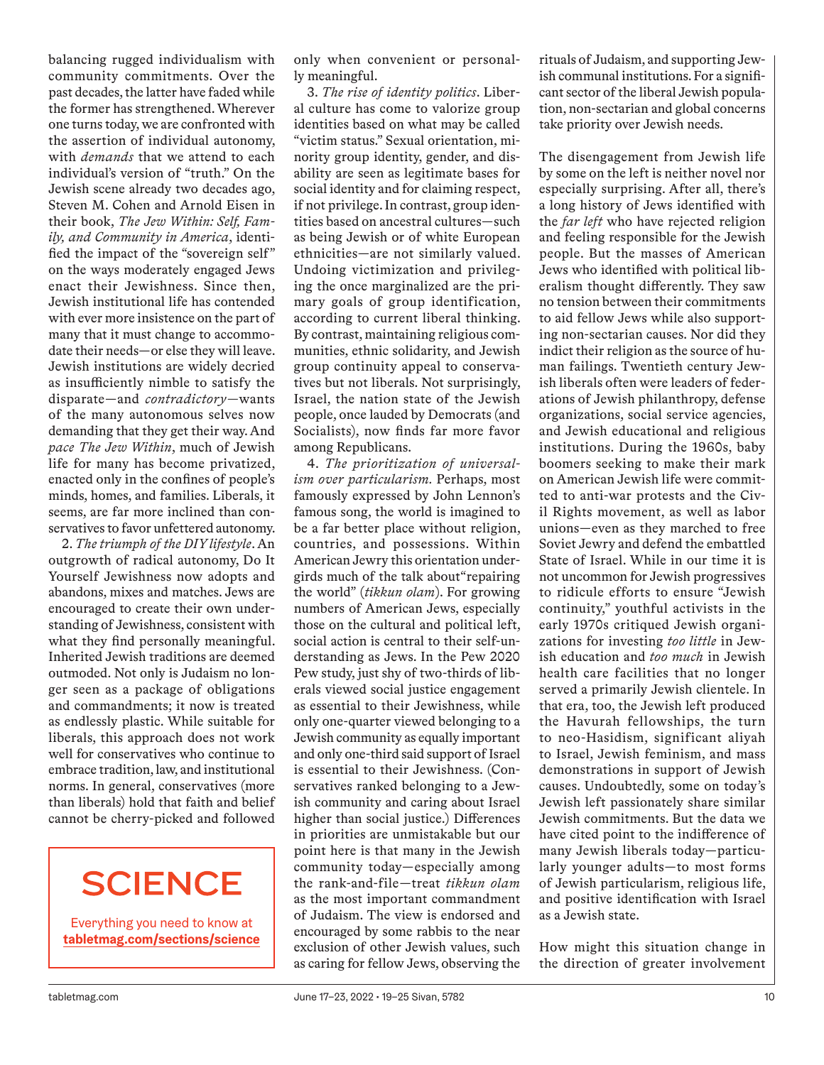balancing rugged individualism with community commitments. Over the past decades, the latter have faded while the former has strengthened. Wherever one turns today, we are confronted with the assertion of individual autonomy, with *demands* that we attend to each individual's version of "truth." On the Jewish scene already two decades ago, Steven M. Cohen and Arnold Eisen in their book, *The Jew Within: Self, Family, and Community in America*, identified the impact of the "sovereign self" on the ways moderately engaged Jews enact their Jewishness. Since then, Jewish institutional life has contended with ever more insistence on the part of many that it must change to accommodate their needs—or else they will leave. Jewish institutions are widely decried as insufficiently nimble to satisfy the disparate—and *contradictory*—wants of the many autonomous selves now demanding that they get their way. And *pace The Jew Within*, much of Jewish life for many has become privatized, enacted only in the confines of people's minds, homes, and families. Liberals, it seems, are far more inclined than conservatives to favor unfettered autonomy.

2. *The triumph of the DIY lifestyle*. An outgrowth of radical autonomy, Do It Yourself Jewishness now adopts and abandons, mixes and matches. Jews are encouraged to create their own understanding of Jewishness, consistent with what they find personally meaningful. Inherited Jewish traditions are deemed outmoded. Not only is Judaism no longer seen as a package of obligations and commandments; it now is treated as endlessly plastic. While suitable for liberals, this approach does not work well for conservatives who continue to embrace tradition, law, and institutional norms. In general, conservatives (more than liberals) hold that faith and belief cannot be cherry-picked and followed only when convenient or personally meaningful.

3. *The rise of identity politics*. Liberal culture has come to valorize group identities based on what may be called "victim status." Sexual orientation, minority group identity, gender, and disability are seen as legitimate bases for social identity and for claiming respect, if not privilege. In contrast, group identities based on ancestral cultures—such as being Jewish or of white European ethnicities—are not similarly valued. Undoing victimization and privileging the once marginalized are the primary goals of group identification, according to current liberal thinking. By contrast, maintaining religious communities, ethnic solidarity, and Jewish group continuity appeal to conservatives but not liberals. Not surprisingly, Israel, the nation state of the Jewish people, once lauded by Democrats (and Socialists), now finds far more favor among Republicans.

4. *The prioritization of universalism over particularism*. Perhaps, most famously expressed by John Lennon's famous song, the world is imagined to be a far better place without religion, countries, and possessions. Within American Jewry this orientation undergirds much of the talk about"repairing the world" (*tikkun olam*). For growing numbers of American Jews, especially those on the cultural and political left, social action is central to their self-understanding as Jews. In the Pew 2020 Pew study, just shy of two-thirds of liberals viewed social justice engagement as essential to their Jewishness, while only one-quarter viewed belonging to a Jewish community as equally important and only one-third said support of Israel is essential to their Jewishness. (Conservatives ranked belonging to a Jewish community and caring about Israel higher than social justice.) Differences in priorities are unmistakable but our point here is that many in the Jewish community today—especially among the rank-and-file—treat *tikkun olam* as the most important commandment of Judaism. The view is endorsed and encouraged by some rabbis to the near exclusion of other Jewish values, such as caring for fellow Jews, observing the rituals of Judaism, and supporting Jewish communal institutions. For a significant sector of the liberal Jewish population, non-sectarian and global concerns take priority over Jewish needs.

SCIENCE

Everything you need to know at **tabletmag.com/sections/science**

The disengagement from Jewish life by some on the left is neither novel nor especially surprising. After all, there's a long history of Jews identified with the *far left* who have rejected religion and feeling responsible for the Jewish people. But the masses of American Jews who identified with political liberalism thought differently. They saw no tension between their commitments to aid fellow Jews while also supporting non-sectarian causes. Nor did they indict their religion as the source of human failings. Twentieth century Jewish liberals often were leaders of federations of Jewish philanthropy, defense organizations, social service agencies, and Jewish educational and religious institutions. During the 1960s, baby boomers seeking to make their mark on American Jewish life were committed to anti-war protests and the Civil Rights movement, as well as labor unions—even as they marched to free Soviet Jewry and defend the embattled State of Israel. While in our time it is not uncommon for Jewish progressives to ridicule efforts to ensure "Jewish continuity," youthful activists in the early 1970s critiqued Jewish organizations for investing *too little* in Jewish education and *too much* in Jewish health care facilities that no longer served a primarily Jewish clientele. In that era, too, the Jewish left produced the Havurah fellowships, the turn to neo-Hasidism, significant aliyah to Israel, Jewish feminism, and mass demonstrations in support of Jewish causes. Undoubtedly, some on today's Jewish left passionately share similar Jewish commitments. But the data we have cited point to the indifference of many Jewish liberals today—particularly younger adults—to most forms of Jewish particularism, religious life, and positive identification with Israel as a Jewish state.

How might this situation change in the direction of greater involvement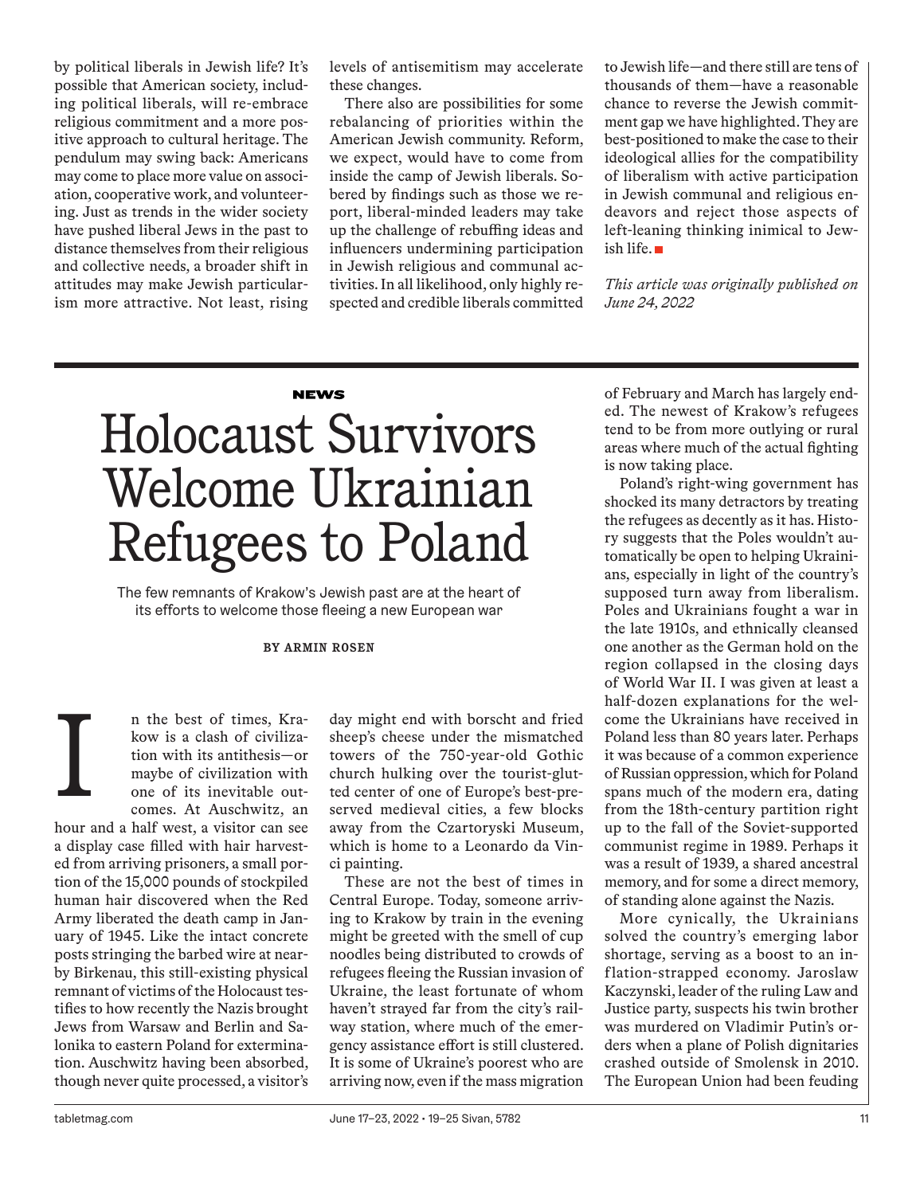by political liberals in Jewish life? It's possible that American society, including political liberals, will re-embrace religious commitment and a more positive approach to cultural heritage. The pendulum may swing back: Americans may come to place more value on association, cooperative work, and volunteering. Just as trends in the wider society have pushed liberal Jews in the past to distance themselves from their religious and collective needs, a broader shift in attitudes may make Jewish particularism more attractive. Not least, rising levels of antisemitism may accelerate these changes.

There also are possibilities for some rebalancing of priorities within the American Jewish community. Reform, we expect, would have to come from inside the camp of Jewish liberals. Sobered by findings such as those we report, liberal-minded leaders may take up the challenge of rebuffing ideas and influencers undermining participation in Jewish religious and communal activities. In all likelihood, only highly respected and credible liberals committed to Jewish life—and there still are tens of thousands of them—have a reasonable chance to reverse the Jewish commitment gap we have highlighted. They are best-positioned to make the case to their ideological allies for the compatibility of liberalism with active participation in Jewish communal and religious endeavors and reject those aspects of left-leaning thinking inimical to Jewish life. ■

*This article was originally published on June 24, 2022*

---

**NEWS**

# Holocaust Survivors Welcome Ukrainian Refugees to Poland

The few remnants of Krakow's Jewish past are at the heart of its efforts to welcome those fleeing a new European war

**BY ARMIN ROSEN**

In the best of times, Krakow is a clash of civilization with its antithesis—or maybe of civilization with one of its inevitable outcomes. At Auschwitz, an hour and a half west, a visitor can see a display case filled with hair harvested from arriving prisoners, a small portion of the 15,000 pounds of stockpiled human hair discovered when the Red Army liberated the death camp in January of 1945. Like the intact concrete posts stringing the barbed wire at nearby Birkenau, this still-existing physical remnant of victims of the Holocaust testifies to how recently the Nazis brought Jews from Warsaw and Berlin and Salonika to eastern Poland for extermination. Auschwitz having been absorbed, though never quite processed, a visitor's day might end with borscht and fried sheep's cheese under the mismatched towers of the 750-year-old Gothic church hulking over the tourist-glutted center of one of Europe's best-preserved medieval cities, a few blocks away from the Czartoryski Museum, which is home to a Leonardo da Vinci painting.

These are not the best of times in Central Europe. Today, someone arriving to Krakow by train in the evening might be greeted with the smell of cup noodles being distributed to crowds of refugees fleeing the Russian invasion of Ukraine, the least fortunate of whom haven't strayed far from the city's railway station, where much of the emergency assistance effort is still clustered. It is some of Ukraine's poorest who are arriving now, even if the mass migration of February and March has largely ended. The newest of Krakow's refugees tend to be from more outlying or rural areas where much of the actual fighting is now taking place.

Poland's right-wing government has shocked its many detractors by treating the refugees as decently as it has. History suggests that the Poles wouldn't automatically be open to helping Ukrainians, especially in light of the country's supposed turn away from liberalism. Poles and Ukrainians fought a war in the late 1910s, and ethnically cleansed one another as the German hold on the region collapsed in the closing days of World War II. I was given at least a half-dozen explanations for the welcome the Ukrainians have received in Poland less than 80 years later. Perhaps it was because of a common experience of Russian oppression, which for Poland spans much of the modern era, dating from the 18th-century partition right up to the fall of the Soviet-supported communist regime in 1989. Perhaps it was a result of 1939, a shared ancestral memory, and for some a direct memory, of standing alone against the Nazis.

More cynically, the Ukrainians solved the country's emerging labor shortage, serving as a boost to an inflation-strapped economy. Jaroslaw Kaczynski, leader of the ruling Law and Justice party, suspects his twin brother was murdered on Vladimir Putin's orders when a plane of Polish dignitaries crashed outside of Smolensk in 2010. The European Union had been feuding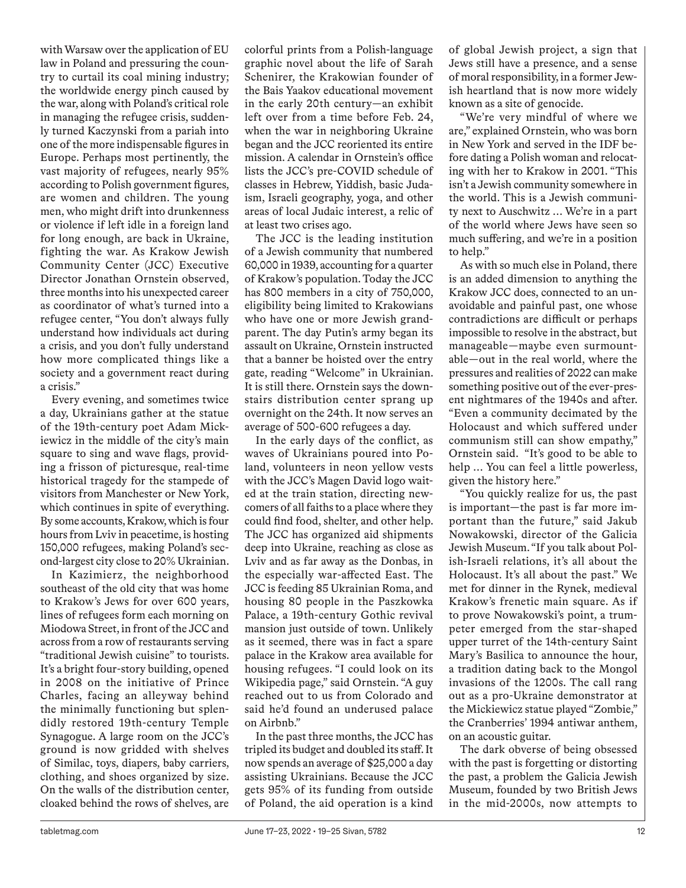with Warsaw over the application of EU law in Poland and pressuring the country to curtail its coal mining industry; the worldwide energy pinch caused by the war, along with Poland's critical role in managing the refugee crisis, suddenly turned Kaczynski from a pariah into one of the more indispensable figures in Europe. Perhaps most pertinently, the vast majority of refugees, nearly 95% according to Polish government figures, are women and children. The young men, who might drift into drunkenness or violence if left idle in a foreign land for long enough, are back in Ukraine, fighting the war. As Krakow Jewish Community Center (JCC) Executive Director Jonathan Ornstein observed, three months into his unexpected career as coordinator of what's turned into a refugee center, "You don't always fully understand how individuals act during a crisis, and you don't fully understand how more complicated things like a society and a government react during a crisis."

Every evening, and sometimes twice a day, Ukrainians gather at the statue of the 19th-century poet Adam Mickiewicz in the middle of the city's main square to sing and wave flags, providing a frisson of picturesque, real-time historical tragedy for the stampede of visitors from Manchester or New York, which continues in spite of everything. By some accounts, Krakow, which is four hours from Lviv in peacetime, is hosting 150,000 refugees, making Poland's second-largest city close to 20% Ukrainian.

In Kazimierz, the neighborhood southeast of the old city that was home to Krakow's Jews for over 600 years, lines of refugees form each morning on Miodowa Street, in front of the JCC and across from a row of restaurants serving "traditional Jewish cuisine" to tourists. It's a bright four-story building, opened in 2008 on the initiative of Prince Charles, facing an alleyway behind the minimally functioning but splendidly restored 19th-century Temple Synagogue. A large room on the JCC's ground is now gridded with shelves of Similac, toys, diapers, baby carriers, clothing, and shoes organized by size. On the walls of the distribution center, cloaked behind the rows of shelves, are colorful prints from a Polish-language graphic novel about the life of Sarah Schenirer, the Krakowian founder of the Bais Yaakov educational movement in the early 20th century—an exhibit left over from a time before Feb. 24, when the war in neighboring Ukraine began and the JCC reoriented its entire mission. A calendar in Ornstein's office lists the JCC's pre-COVID schedule of classes in Hebrew, Yiddish, basic Judaism, Israeli geography, yoga, and other areas of local Judaic interest, a relic of at least two crises ago.

The JCC is the leading institution of a Jewish community that numbered 60,000 in 1939, accounting for a quarter of Krakow's population. Today the JCC has 800 members in a city of 750,000, eligibility being limited to Krakowians who have one or more Jewish grandparent. The day Putin's army began its assault on Ukraine, Ornstein instructed that a banner be hoisted over the entry gate, reading "Welcome" in Ukrainian. It is still there. Ornstein says the downstairs distribution center sprang up overnight on the 24th. It now serves an average of 500-600 refugees a day.

In the early days of the conflict, as waves of Ukrainians poured into Poland, volunteers in neon yellow vests with the JCC's Magen David logo waited at the train station, directing newcomers of all faiths to a place where they could find food, shelter, and other help. The JCC has organized aid shipments deep into Ukraine, reaching as close as Lviv and as far away as the Donbas, in the especially war-affected East. The JCC is feeding 85 Ukrainian Roma, and housing 80 people in the Paszkowka Palace, a 19th-century Gothic revival mansion just outside of town. Unlikely as it seemed, there was in fact a spare palace in the Krakow area available for housing refugees. "I could look on its Wikipedia page," said Ornstein. "A guy reached out to us from Colorado and said he'd found an underused palace on Airbnb."

In the past three months, the JCC has tripled its budget and doubled its staff. It now spends an average of $25,000 a day assisting Ukrainians. Because the JCC gets 95% of its funding from outside of Poland, the aid operation is a kind of global Jewish project, a sign that Jews still have a presence, and a sense of moral responsibility, in a former Jewish heartland that is now more widely known as a site of genocide.

"We're very mindful of where we are," explained Ornstein, who was born in New York and served in the IDF before dating a Polish woman and relocating with her to Krakow in 2001. "This isn't a Jewish community somewhere in the world. This is a Jewish community next to Auschwitz ... We're in a part of the world where Jews have seen so much suffering, and we're in a position to help."

As with so much else in Poland, there is an added dimension to anything the Krakow JCC does, connected to an unavoidable and painful past, one whose contradictions are difficult or perhaps impossible to resolve in the abstract, but manageable—maybe even surmountable—out in the real world, where the pressures and realities of 2022 can make something positive out of the ever-present nightmares of the 1940s and after. "Even a community decimated by the Holocaust and which suffered under communism still can show empathy," Ornstein said. "It's good to be able to help ... You can feel a little powerless, given the history here."

"You quickly realize for us, the past is important—the past is far more important than the future," said Jakub Nowakowski, director of the Galicia Jewish Museum. "If you talk about Polish-Israeli relations, it's all about the Holocaust. It's all about the past." We met for dinner in the Rynek, medieval Krakow's frenetic main square. As if to prove Nowakowski's point, a trumpeter emerged from the star-shaped upper turret of the 14th-century Saint Mary's Basilica to announce the hour, a tradition dating back to the Mongol invasions of the 1200s. The call rang out as a pro-Ukraine demonstrator at the Mickiewicz statue played "Zombie," the Cranberries' 1994 antiwar anthem, on an acoustic guitar.

The dark obverse of being obsessed with the past is forgetting or distorting the past, a problem the Galicia Jewish Museum, founded by two British Jews in the mid-2000s, now attempts to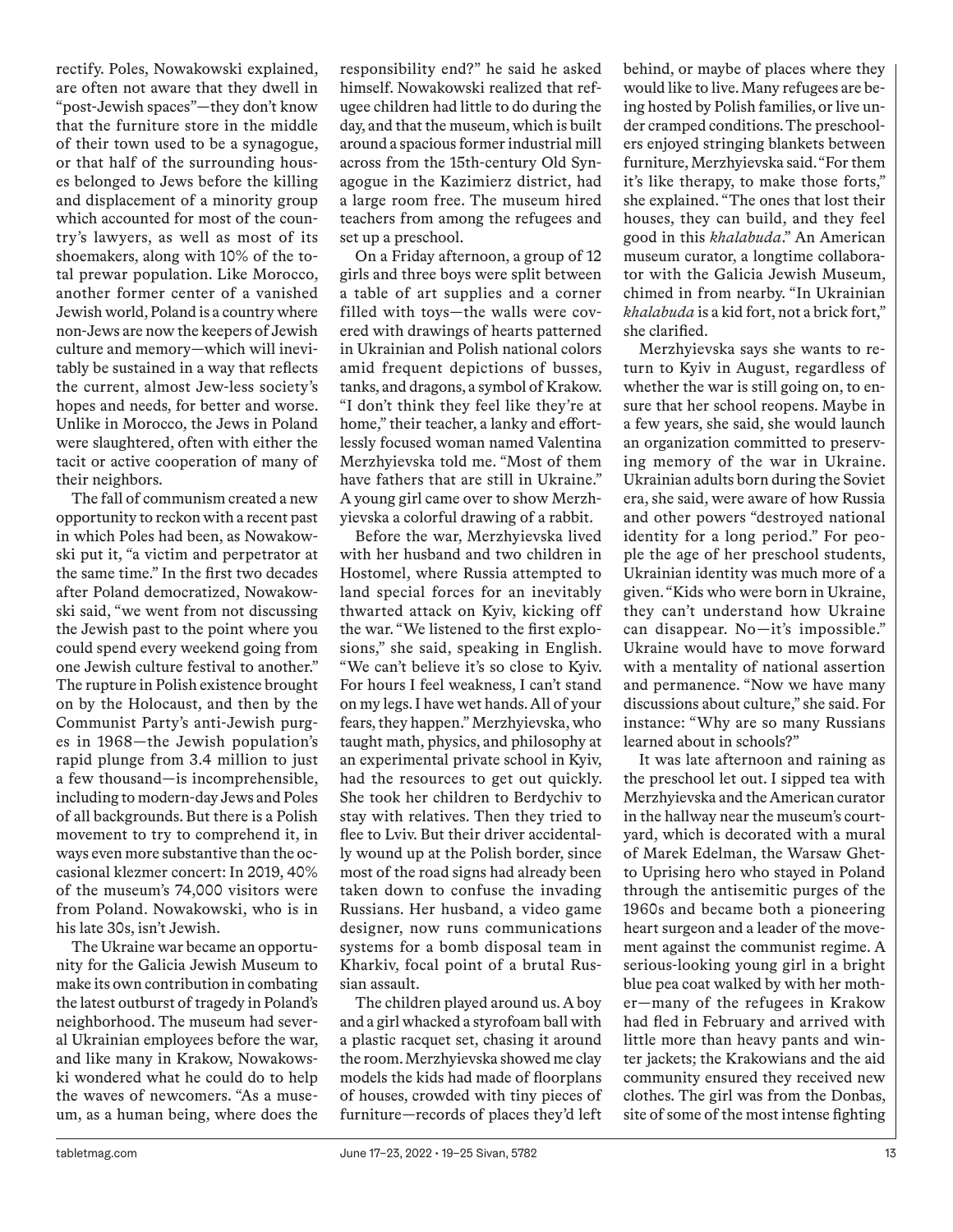rectify. Poles, Nowakowski explained, are often not aware that they dwell in "post-Jewish spaces"—they don't know that the furniture store in the middle of their town used to be a synagogue, or that half of the surrounding houses belonged to Jews before the killing and displacement of a minority group which accounted for most of the country's lawyers, as well as most of its shoemakers, along with 10% of the total prewar population. Like Morocco, another former center of a vanished Jewish world, Poland is a country where non-Jews are now the keepers of Jewish culture and memory—which will inevitably be sustained in a way that reflects the current, almost Jew-less society's hopes and needs, for better and worse. Unlike in Morocco, the Jews in Poland were slaughtered, often with either the tacit or active cooperation of many of their neighbors.

The fall of communism created a new opportunity to reckon with a recent past in which Poles had been, as Nowakowski put it, "a victim and perpetrator at the same time." In the first two decades after Poland democratized, Nowakowski said, "we went from not discussing the Jewish past to the point where you could spend every weekend going from one Jewish culture festival to another." The rupture in Polish existence brought on by the Holocaust, and then by the Communist Party's anti-Jewish purges in 1968—the Jewish population's rapid plunge from 3.4 million to just a few thousand—is incomprehensible, including to modern-day Jews and Poles of all backgrounds. But there is a Polish movement to try to comprehend it, in ways even more substantive than the occasional klezmer concert: In 2019, 40% of the museum's 74,000 visitors were from Poland. Nowakowski, who is in his late 30s, isn't Jewish.

The Ukraine war became an opportunity for the Galicia Jewish Museum to make its own contribution in combating the latest outburst of tragedy in Poland's neighborhood. The museum had several Ukrainian employees before the war, and like many in Krakow, Nowakowski wondered what he could do to help the waves of newcomers. "As a museum, as a human being, where does the responsibility end?" he said he asked himself. Nowakowski realized that refugee children had little to do during the day, and that the museum, which is built around a spacious former industrial mill across from the 15th-century Old Synagogue in the Kazimierz district, had a large room free. The museum hired teachers from among the refugees and set up a preschool.

On a Friday afternoon, a group of 12 girls and three boys were split between a table of art supplies and a corner filled with toys—the walls were covered with drawings of hearts patterned in Ukrainian and Polish national colors amid frequent depictions of busses, tanks, and dragons, a symbol of Krakow. "I don't think they feel like they're at home," their teacher, a lanky and effortlessly focused woman named Valentina Merzhyievska told me. "Most of them have fathers that are still in Ukraine." A young girl came over to show Merzhyievska a colorful drawing of a rabbit.

Before the war, Merzhyievska lived with her husband and two children in Hostomel, where Russia attempted to land special forces for an inevitably thwarted attack on Kyiv, kicking off the war. "We listened to the first explosions," she said, speaking in English. "We can't believe it's so close to Kyiv. For hours I feel weakness, I can't stand on my legs. I have wet hands. All of your fears, they happen." Merzhyievska, who taught math, physics, and philosophy at an experimental private school in Kyiv, had the resources to get out quickly. She took her children to Berdychiv to stay with relatives. Then they tried to flee to Lviv. But their driver accidentally wound up at the Polish border, since most of the road signs had already been taken down to confuse the invading Russians. Her husband, a video game designer, now runs communications systems for a bomb disposal team in Kharkiv, focal point of a brutal Russian assault.

The children played around us. A boy and a girl whacked a styrofoam ball with a plastic racquet set, chasing it around the room. Merzhyievska showed me clay models the kids had made of floorplans of houses, crowded with tiny pieces of furniture—records of places they'd left behind, or maybe of places where they would like to live. Many refugees are being hosted by Polish families, or live under cramped conditions. The preschoolers enjoyed stringing blankets between furniture, Merzhyievska said. "For them it's like therapy, to make those forts," she explained. "The ones that lost their houses, they can build, and they feel good in this *khalabuda*." An American museum curator, a longtime collaborator with the Galicia Jewish Museum, chimed in from nearby. "In Ukrainian *khalabuda* is a kid fort, not a brick fort," she clarified.

Merzhyievska says she wants to return to Kyiv in August, regardless of whether the war is still going on, to ensure that her school reopens. Maybe in a few years, she said, she would launch an organization committed to preserving memory of the war in Ukraine. Ukrainian adults born during the Soviet era, she said, were aware of how Russia and other powers "destroyed national identity for a long period." For people the age of her preschool students, Ukrainian identity was much more of a given. "Kids who were born in Ukraine, they can't understand how Ukraine can disappear. No—it's impossible." Ukraine would have to move forward with a mentality of national assertion and permanence. "Now we have many discussions about culture," she said. For instance: "Why are so many Russians learned about in schools?"

It was late afternoon and raining as the preschool let out. I sipped tea with Merzhyievska and the American curator in the hallway near the museum's courtyard, which is decorated with a mural of Marek Edelman, the Warsaw Ghetto Uprising hero who stayed in Poland through the antisemitic purges of the 1960s and became both a pioneering heart surgeon and a leader of the movement against the communist regime. A serious-looking young girl in a bright blue pea coat walked by with her mother—many of the refugees in Krakow had fled in February and arrived with little more than heavy pants and winter jackets; the Krakowians and the aid community ensured they received new clothes. The girl was from the Donbas, site of some of the most intense fighting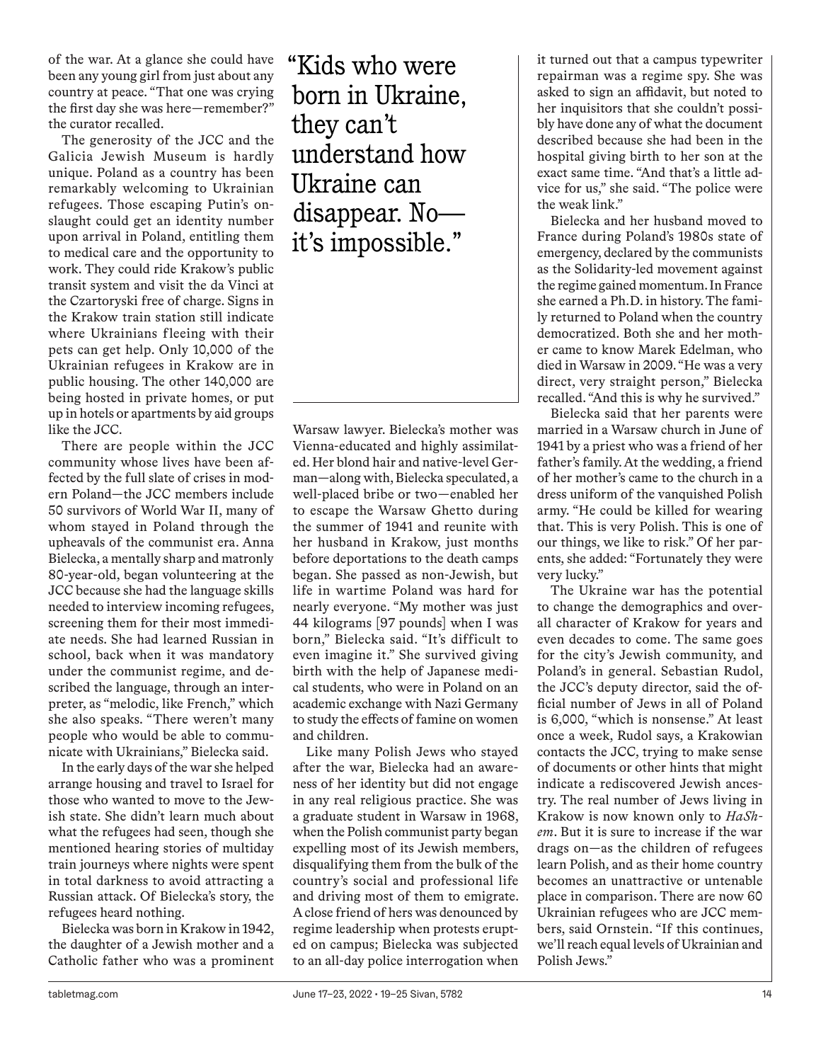of the war. At a glance she could have been any young girl from just about any country at peace. "That one was crying the first day she was here—remember?" the curator recalled.

The generosity of the JCC and the Galicia Jewish Museum is hardly unique. Poland as a country has been remarkably welcoming to Ukrainian refugees. Those escaping Putin's onslaught could get an identity number upon arrival in Poland, entitling them to medical care and the opportunity to work. They could ride Krakow's public transit system and visit the da Vinci at the Czartoryski free of charge. Signs in the Krakow train station still indicate where Ukrainians fleeing with their pets can get help. Only 10,000 of the Ukrainian refugees in Krakow are in public housing. The other 140,000 are being hosted in private homes, or put up in hotels or apartments by aid groups like the JCC.

There are people within the JCC community whose lives have been affected by the full slate of crises in modern Poland—the JCC members include 50 survivors of World War II, many of whom stayed in Poland through the upheavals of the communist era. Anna Bielecka, a mentally sharp and matronly 80-year-old, began volunteering at the JCC because she had the language skills needed to interview incoming refugees, screening them for their most immediate needs. She had learned Russian in school, back when it was mandatory under the communist regime, and described the language, through an interpreter, as "melodic, like French," which she also speaks. "There weren't many people who would be able to communicate with Ukrainians," Bielecka said.

In the early days of the war she helped arrange housing and travel to Israel for those who wanted to move to the Jewish state. She didn't learn much about what the refugees had seen, though she mentioned hearing stories of multiday train journeys where nights were spent in total darkness to avoid attracting a Russian attack. Of Bielecka's story, the refugees heard nothing.

Bielecka was born in Krakow in 1942, the daughter of a Jewish mother and a Catholic father who was a prominent Warsaw lawyer. Bielecka's mother was Vienna-educated and highly assimilated. Her blond hair and native-level German—along with, Bielecka speculated, a well-placed bribe or two—enabled her to escape the Warsaw Ghetto during the summer of 1941 and reunite with her husband in Krakow, just months before deportations to the death camps began. She passed as non-Jewish, but life in wartime Poland was hard for nearly everyone. "My mother was just 44 kilograms [97 pounds] when I was born," Bielecka said. "It's difficult to even imagine it." She survived giving birth with the help of Japanese medical students, who were in Poland on an academic exchange with Nazi Germany to study the effects of famine on women and children.

> "Kids who were born in Ukraine, they can't understand how Ukraine can disappear. No—it's impossible."

Like many Polish Jews who stayed after the war, Bielecka had an awareness of her identity but did not engage in any real religious practice. She was a graduate student in Warsaw in 1968, when the Polish communist party began expelling most of its Jewish members, disqualifying them from the bulk of the country's social and professional life and driving most of them to emigrate. A close friend of hers was denounced by regime leadership when protests erupted on campus; Bielecka was subjected to an all-day police interrogation when it turned out that a campus typewriter repairman was a regime spy. She was asked to sign an affidavit, but noted to her inquisitors that she couldn't possibly have done any of what the document described because she had been in the hospital giving birth to her son at the exact same time. "And that's a little advice for us," she said. "The police were the weak link."

Bielecka and her husband moved to France during Poland's 1980s state of emergency, declared by the communists as the Solidarity-led movement against the regime gained momentum. In France she earned a Ph.D. in history. The family returned to Poland when the country democratized. Both she and her mother came to know Marek Edelman, who died in Warsaw in 2009. "He was a very direct, very straight person," Bielecka recalled. "And this is why he survived."

Bielecka said that her parents were married in a Warsaw church in June of 1941 by a priest who was a friend of her father's family. At the wedding, a friend of her mother's came to the church in a dress uniform of the vanquished Polish army. "He could be killed for wearing that. This is very Polish. This is one of our things, we like to risk." Of her parents, she added: "Fortunately they were very lucky."

The Ukraine war has the potential to change the demographics and overall character of Krakow for years and even decades to come. The same goes for the city's Jewish community, and Poland's in general. Sebastian Rudol, the JCC's deputy director, said the official number of Jews in all of Poland is 6,000, "which is nonsense." At least once a week, Rudol says, a Krakowian contacts the JCC, trying to make sense of documents or other hints that might indicate a rediscovered Jewish ancestry. The real number of Jews living in Krakow is now known only to *HaShem*. But it is sure to increase if the war drags on—as the children of refugees learn Polish, and as their home country becomes an unattractive or untenable place in comparison. There are now 60 Ukrainian refugees who are JCC members, said Ornstein. "If this continues, we'll reach equal levels of Ukrainian and Polish Jews."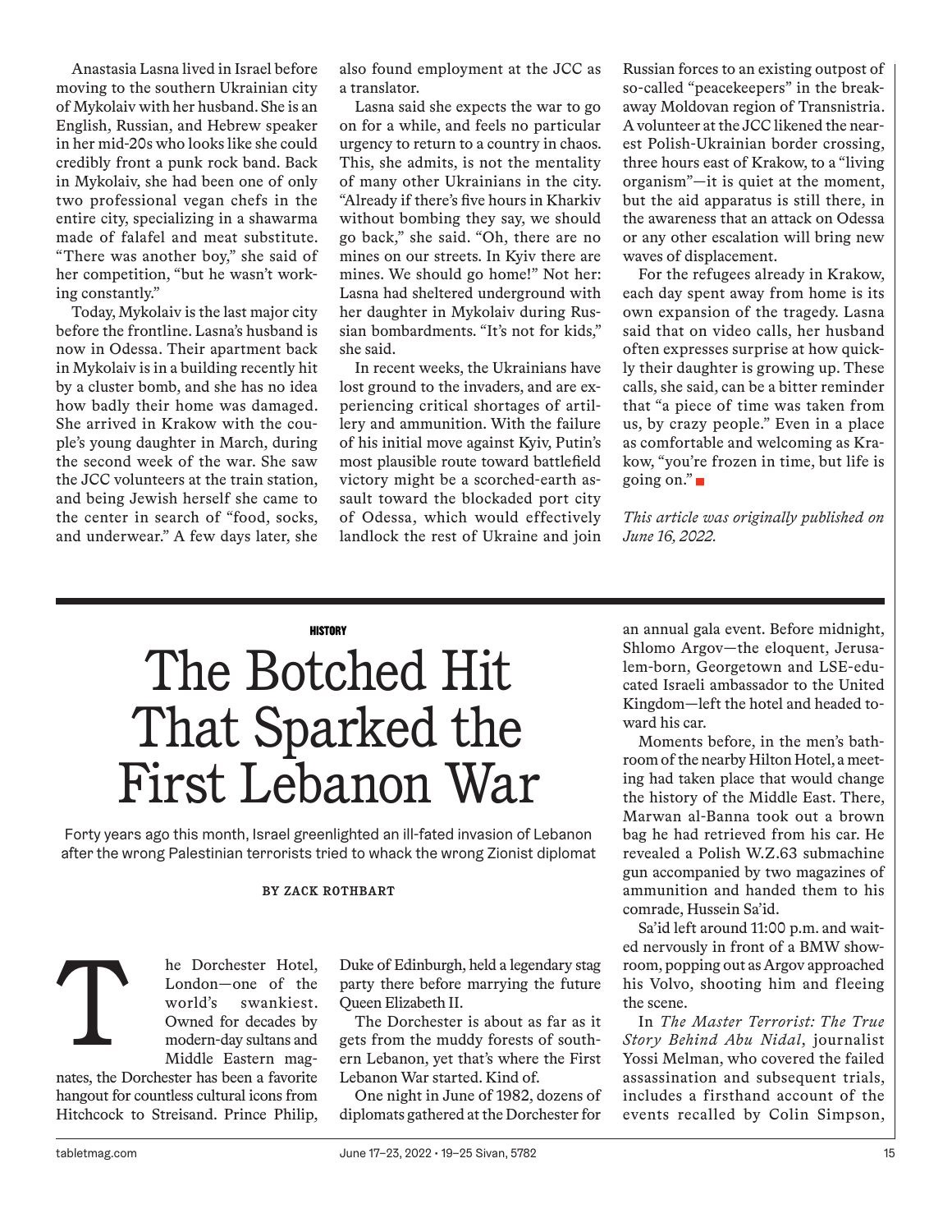Anastasia Lasna lived in Israel before moving to the southern Ukrainian city of Mykolaiv with her husband. She is an English, Russian, and Hebrew speaker in her mid-20s who looks like she could credibly front a punk rock band. Back in Mykolaiv, she had been one of only two professional vegan chefs in the entire city, specializing in a shawarma made of falafel and meat substitute. "There was another boy," she said of her competition, "but he wasn't working constantly."

Today, Mykolaiv is the last major city before the frontline. Lasna's husband is now in Odessa. Their apartment back in Mykolaiv is in a building recently hit by a cluster bomb, and she has no idea how badly their home was damaged. She arrived in Krakow with the couple's young daughter in March, during the second week of the war. She saw the JCC volunteers at the train station, and being Jewish herself she came to the center in search of "food, socks, and underwear." A few days later, she also found employment at the JCC as a translator.

Lasna said she expects the war to go on for a while, and feels no particular urgency to return to a country in chaos. This, she admits, is not the mentality of many other Ukrainians in the city. "Already if there's five hours in Kharkiv without bombing they say, we should go back," she said. "Oh, there are no mines on our streets. In Kyiv there are mines. We should go home!" Not her: Lasna had sheltered underground with her daughter in Mykolaiv during Russian bombardments. "It's not for kids," she said.

In recent weeks, the Ukrainians have lost ground to the invaders, and are experiencing critical shortages of artillery and ammunition. With the failure of his initial move against Kyiv, Putin's most plausible route toward battlefield victory might be a scorched-earth assault toward the blockaded port city of Odessa, which would effectively landlock the rest of Ukraine and join Russian forces to an existing outpost of so-called "peacekeepers" in the breakaway Moldovan region of Transnistria. A volunteer at the JCC likened the nearest Polish-Ukrainian border crossing, three hours east of Krakow, to a "living organism"—it is quiet at the moment, but the aid apparatus is still there, in the awareness that an attack on Odessa or any other escalation will bring new waves of displacement.

For the refugees already in Krakow, each day spent away from home is its own expansion of the tragedy. Lasna said that on video calls, her husband often expresses surprise at how quickly their daughter is growing up. These calls, she said, can be a bitter reminder that "a piece of time was taken from us, by crazy people." Even in a place as comfortable and welcoming as Krakow, "you're frozen in time, but life is going on." ■

*This article was originally published on June 16, 2022.*

---

**HISTORY**

# The Botched Hit That Sparked the First Lebanon War

Forty years ago this month, Israel greenlighted an ill-fated invasion of Lebanon after the wrong Palestinian terrorists tried to whack the wrong Zionist diplomat

**BY ZACK ROTHBART**

The Dorchester Hotel, London—one of the world's swankiest. Owned for decades by modern-day sultans and Middle Eastern magnates, the Dorchester has been a favorite hangout for countless cultural icons from Hitchcock to Streisand. Prince Philip, Duke of Edinburgh, held a legendary stag party there before marrying the future Queen Elizabeth II.

The Dorchester is about as far as it gets from the muddy forests of southern Lebanon, yet that's where the First Lebanon War started. Kind of.

One night in June of 1982, dozens of diplomats gathered at the Dorchester for an annual gala event. Before midnight, Shlomo Argov—the eloquent, Jerusalem-born, Georgetown and LSE-educated Israeli ambassador to the United Kingdom—left the hotel and headed toward his car.

Moments before, in the men's bathroom of the nearby Hilton Hotel, a meeting had taken place that would change the history of the Middle East. There, Marwan al-Banna took out a brown bag he had retrieved from his car. He revealed a Polish W.Z.63 submachine gun accompanied by two magazines of ammunition and handed them to his comrade, Hussein Sa'id.

Sa'id left around 11:00 p.m. and waited nervously in front of a BMW showroom, popping out as Argov approached his Volvo, shooting him and fleeing the scene.

In *The Master Terrorist: The True Story Behind Abu Nidal*, journalist Yossi Melman, who covered the failed assassination and subsequent trials, includes a firsthand account of the events recalled by Colin Simpson,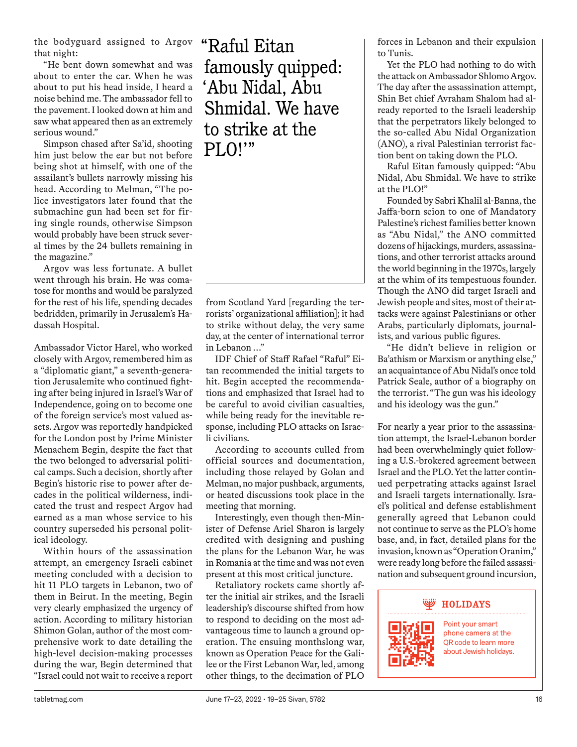the bodyguard assigned to Argov that night:

"He bent down somewhat and was about to enter the car. When he was about to put his head inside, I heard a noise behind me. The ambassador fell to the pavement. I looked down at him and saw what appeared then as an extremely serious wound."

Simpson chased after Sa'id, shooting him just below the ear but not before being shot at himself, with one of the assailant's bullets narrowly missing his head. According to Melman, "The police investigators later found that the submachine gun had been set for firing single rounds, otherwise Simpson would probably have been struck several times by the 24 bullets remaining in the magazine."

Argov was less fortunate. A bullet went through his brain. He was comatose for months and would be paralyzed for the rest of his life, spending decades bedridden, primarily in Jerusalem's Hadassah Hospital.

Ambassador Victor Harel, who worked closely with Argov, remembered him as a "diplomatic giant," a seventh-generation Jerusalemite who continued fighting after being injured in Israel's War of Independence, going on to become one of the foreign service's most valued assets. Argov was reportedly handpicked for the London post by Prime Minister Menachem Begin, despite the fact that the two belonged to adversarial political camps. Such a decision, shortly after Begin's historic rise to power after decades in the political wilderness, indicated the trust and respect Argov had earned as a man whose service to his country superseded his personal political ideology.

Within hours of the assassination attempt, an emergency Israeli cabinet meeting concluded with a decision to hit 11 PLO targets in Lebanon, two of them in Beirut. In the meeting, Begin very clearly emphasized the urgency of action. According to military historian Shimon Golan, author of the most comprehensive work to date detailing the high-level decision-making processes during the war, Begin determined that "Israel could not wait to receive a report from Scotland Yard [regarding the terrorists' organizational affiliation]; it had to strike without delay, the very same day, at the center of international terror in Lebanon …"

> "Raful Eitan famously quipped: 'Abu Nidal, Abu Shmidal. We have to strike at the PLO!'"

IDF Chief of Staff Rafael "Raful" Eitan recommended the initial targets to hit. Begin accepted the recommendations and emphasized that Israel had to be careful to avoid civilian casualties, while being ready for the inevitable response, including PLO attacks on Israeli civilians.

According to accounts culled from official sources and documentation, including those relayed by Golan and Melman, no major pushback, arguments, or heated discussions took place in the meeting that morning.

Interestingly, even though then-Minister of Defense Ariel Sharon is largely credited with designing and pushing the plans for the Lebanon War, he was in Romania at the time and was not even present at this most critical juncture.

Retaliatory rockets came shortly after the initial air strikes, and the Israeli leadership's discourse shifted from how to respond to deciding on the most advantageous time to launch a ground operation. The ensuing monthslong war, known as Operation Peace for the Galilee or the First Lebanon War, led, among other things, to the decimation of PLO forces in Lebanon and their expulsion to Tunis.

Yet the PLO had nothing to do with the attack on Ambassador Shlomo Argov. The day after the assassination attempt, Shin Bet chief Avraham Shalom had already reported to the Israeli leadership that the perpetrators likely belonged to the so-called Abu Nidal Organization (ANO), a rival Palestinian terrorist faction bent on taking down the PLO.

Raful Eitan famously quipped: "Abu Nidal, Abu Shmidal. We have to strike at the PLO!"

Founded by Sabri Khalil al-Banna, the Jaffa-born scion to one of Mandatory Palestine's richest families better known as "Abu Nidal," the ANO committed dozens of hijackings, murders, assassinations, and other terrorist attacks around the world beginning in the 1970s, largely at the whim of its tempestuous founder. Though the ANO did target Israeli and Jewish people and sites, most of their attacks were against Palestinians or other Arabs, particularly diplomats, journalists, and various public figures.

"He didn't believe in religion or Ba'athism or Marxism or anything else," an acquaintance of Abu Nidal's once told Patrick Seale, author of a biography on the terrorist. "The gun was his ideology and his ideology was the gun."

For nearly a year prior to the assassination attempt, the Israel-Lebanon border had been overwhelmingly quiet following a U.S.-brokered agreement between Israel and the PLO. Yet the latter continued perpetrating attacks against Israel and Israeli targets internationally. Israel's political and defense establishment generally agreed that Lebanon could not continue to serve as the PLO's home base, and, in fact, detailed plans for the invasion, known as "Operation Oranim," were ready long before the failed assassination and subsequent ground incursion,

**HOLIDAYS**

Point your smart phone camera at the QR code to learn more about Jewish holidays.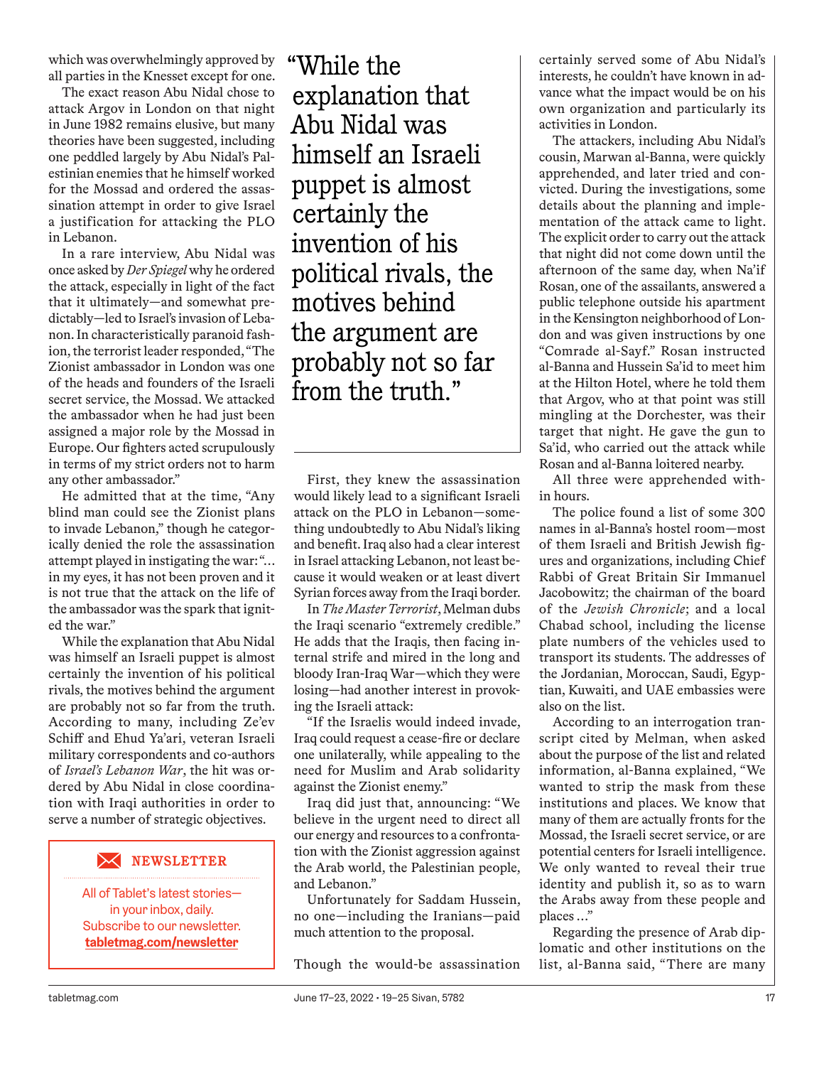which was overwhelmingly approved by all parties in the Knesset except for one.

The exact reason Abu Nidal chose to attack Argov in London on that night in June 1982 remains elusive, but many theories have been suggested, including one peddled largely by Abu Nidal's Palestinian enemies that he himself worked for the Mossad and ordered the assassination attempt in order to give Israel a justification for attacking the PLO in Lebanon.

In a rare interview, Abu Nidal was once asked by *Der Spiegel* why he ordered the attack, especially in light of the fact that it ultimately—and somewhat predictably—led to Israel's invasion of Lebanon. In characteristically paranoid fashion, the terrorist leader responded, "The Zionist ambassador in London was one of the heads and founders of the Israeli secret service, the Mossad. We attacked the ambassador when he had just been assigned a major role by the Mossad in Europe. Our fighters acted scrupulously in terms of my strict orders not to harm any other ambassador."

He admitted that at the time, "Any blind man could see the Zionist plans to invade Lebanon," though he categorically denied the role the assassination attempt played in instigating the war: "… in my eyes, it has not been proven and it is not true that the attack on the life of the ambassador was the spark that ignited the war."

While the explanation that Abu Nidal was himself an Israeli puppet is almost certainly the invention of his political rivals, the motives behind the argument are probably not so far from the truth. According to many, including Ze'ev Schiff and Ehud Ya'ari, veteran Israeli military correspondents and co-authors of *Israel's Lebanon War*, the hit was ordered by Abu Nidal in close coordination with Iraqi authorities in order to serve a number of strategic objectives.

> "While the explanation that Abu Nidal was himself an Israeli puppet is almost certainly the invention of his political rivals, the motives behind the argument are probably not so far from the truth."

First, they knew the assassination would likely lead to a significant Israeli attack on the PLO in Lebanon—something undoubtedly to Abu Nidal's liking and benefit. Iraq also had a clear interest in Israel attacking Lebanon, not least because it would weaken or at least divert Syrian forces away from the Iraqi border.

In *The Master Terrorist*, Melman dubs the Iraqi scenario "extremely credible." He adds that the Iraqis, then facing internal strife and mired in the long and bloody Iran-Iraq War—which they were losing—had another interest in provoking the Israeli attack:

"If the Israelis would indeed invade, Iraq could request a cease-fire or declare one unilaterally, while appealing to the need for Muslim and Arab solidarity against the Zionist enemy."

Iraq did just that, announcing: "We believe in the urgent need to direct all our energy and resources to a confrontation with the Zionist aggression against the Arab world, the Palestinian people, and Lebanon."

Unfortunately for Saddam Hussein, no one—including the Iranians—paid much attention to the proposal.

Though the would-be assassination certainly served some of Abu Nidal's interests, he couldn't have known in advance what the impact would be on his own organization and particularly its activities in London.

The attackers, including Abu Nidal's cousin, Marwan al-Banna, were quickly apprehended, and later tried and convicted. During the investigations, some details about the planning and implementation of the attack came to light. The explicit order to carry out the attack that night did not come down until the afternoon of the same day, when Na'if Rosan, one of the assailants, answered a public telephone outside his apartment in the Kensington neighborhood of London and was given instructions by one "Comrade al-Sayf." Rosan instructed al-Banna and Hussein Sa'id to meet him at the Hilton Hotel, where he told them that Argov, who at that point was still mingling at the Dorchester, was their target that night. He gave the gun to Sa'id, who carried out the attack while Rosan and al-Banna loitered nearby.

All three were apprehended within hours.

The police found a list of some 300 names in al-Banna's hostel room—most of them Israeli and British Jewish figures and organizations, including Chief Rabbi of Great Britain Sir Immanuel Jacobowitz; the chairman of the board of the *Jewish Chronicle*; and a local Chabad school, including the license plate numbers of the vehicles used to transport its students. The addresses of the Jordanian, Moroccan, Saudi, Egyptian, Kuwaiti, and UAE embassies were also on the list.

According to an interrogation transcript cited by Melman, when asked about the purpose of the list and related information, al-Banna explained, "We wanted to strip the mask from these institutions and places. We know that many of them are actually fronts for the Mossad, the Israeli secret service, or are potential centers for Israeli intelligence. We only wanted to reveal their true identity and publish it, so as to warn the Arabs away from these people and places …"

Regarding the presence of Arab diplomatic and other institutions on the list, al-Banna said, "There are many

**NEWSLETTER**

All of Tablet's latest stories—in your inbox, daily. Subscribe to our newsletter. **tabletmag.com/newsletter**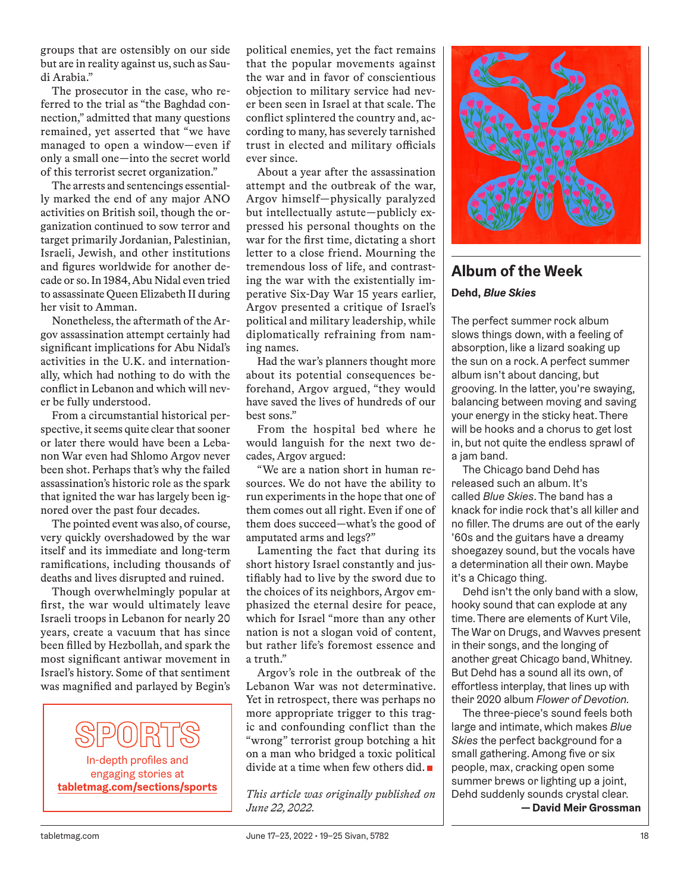groups that are ostensibly on our side but are in reality against us, such as Saudi Arabia."

The prosecutor in the case, who referred to the trial as "the Baghdad connection," admitted that many questions remained, yet asserted that "we have managed to open a window—even if only a small one—into the secret world of this terrorist secret organization."

The arrests and sentencings essentially marked the end of any major ANO activities on British soil, though the organization continued to sow terror and target primarily Jordanian, Palestinian, Israeli, Jewish, and other institutions and figures worldwide for another decade or so. In 1984, Abu Nidal even tried to assassinate Queen Elizabeth II during her visit to Amman.

Nonetheless, the aftermath of the Argov assassination attempt certainly had significant implications for Abu Nidal's activities in the U.K. and internationally, which had nothing to do with the conflict in Lebanon and which will never be fully understood.

From a circumstantial historical perspective, it seems quite clear that sooner or later there would have been a Lebanon War even had Shlomo Argov never been shot. Perhaps that's why the failed assassination's historic role as the spark that ignited the war has largely been ignored over the past four decades.

The pointed event was also, of course, very quickly overshadowed by the war itself and its immediate and long-term ramifications, including thousands of deaths and lives disrupted and ruined.

Though overwhelmingly popular at first, the war would ultimately leave Israeli troops in Lebanon for nearly 20 years, create a vacuum that has since been filled by Hezbollah, and spark the most significant antiwar movement in Israel's history. Some of that sentiment was magnified and parlayed by Begin's political enemies, yet the fact remains that the popular movements against the war and in favor of conscientious objection to military service had never been seen in Israel at that scale. The conflict splintered the country and, according to many, has severely tarnished trust in elected and military officials ever since.

About a year after the assassination attempt and the outbreak of the war, Argov himself—physically paralyzed but intellectually astute—publicly expressed his personal thoughts on the war for the first time, dictating a short letter to a close friend. Mourning the tremendous loss of life, and contrasting the war with the existentially imperative Six-Day War 15 years earlier, Argov presented a critique of Israel's political and military leadership, while diplomatically refraining from naming names.

Had the war's planners thought more about its potential consequences beforehand, Argov argued, "they would have saved the lives of hundreds of our best sons."

From the hospital bed where he would languish for the next two decades, Argov argued:

"We are a nation short in human resources. We do not have the ability to run experiments in the hope that one of them comes out all right. Even if one of them does succeed—what's the good of amputated arms and legs?"

Lamenting the fact that during its short history Israel constantly and justifiably had to live by the sword due to the choices of its neighbors, Argov emphasized the eternal desire for peace, which for Israel "more than any other nation is not a slogan void of content, but rather life's foremost essence and a truth."

Argov's role in the outbreak of the Lebanon War was not determinative. Yet in retrospect, there was perhaps no more appropriate trigger to this tragic and confounding conflict than the "wrong" terrorist group botching a hit on a man who bridged a toxic political divide at a time when few others did. ■

*This article was originally published on June 22, 2022.*

**SPORTS**

In-depth profiles and engaging stories at **tabletmag.com/sections/sports**

## Album of the Week

**Dehd, *Blue Skies***

The perfect summer rock album slows things down, with a feeling of absorption, like a lizard soaking up the sun on a rock. A perfect summer album isn't about dancing, but grooving. In the latter, you're swaying, balancing between moving and saving your energy in the sticky heat. There will be hooks and a chorus to get lost in, but not quite the endless sprawl of a jam band.

The Chicago band Dehd has released such an album. It's called *Blue Skies*. The band has a knack for indie rock that's all killer and no filler. The drums are out of the early '60s and the guitars have a dreamy shoegazey sound, but the vocals have a determination all their own. Maybe it's a Chicago thing.

Dehd isn't the only band with a slow, hooky sound that can explode at any time. There are elements of Kurt Vile, The War on Drugs, and Wavves present in their songs, and the longing of another great Chicago band, Whitney. But Dehd has a sound all its own, of effortless interplay, that lines up with their 2020 album *Flower of Devotion.*

The three-piece's sound feels both large and intimate, which makes *Blue Skies* the perfect background for a small gathering. Among five or six people, max, cracking open some summer brews or lighting up a joint, Dehd suddenly sounds crystal clear.

**— David Meir Grossman**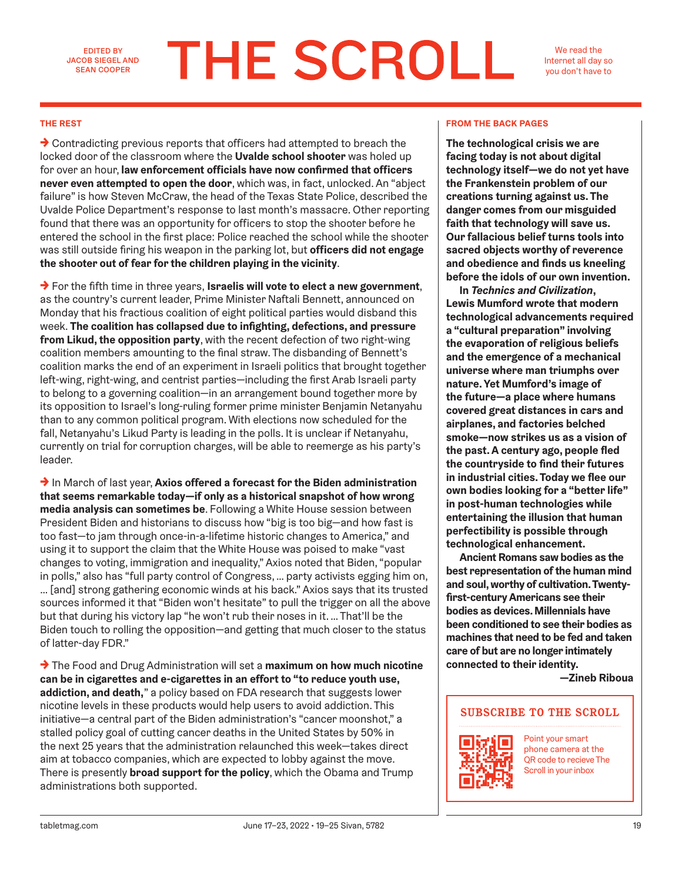EDITED BY JACOB SIEGEL AND SEAN COOPER

# THE SCROLL

We read the Internet all day so you don't have to

### THE REST

→ Contradicting previous reports that officers had attempted to breach the locked door of the classroom where the **Uvalde school shooter** was holed up for over an hour, **law enforcement officials have now confirmed that officers never even attempted to open the door**, which was, in fact, unlocked. An "abject failure" is how Steven McCraw, the head of the Texas State Police, described the Uvalde Police Department's response to last month's massacre. Other reporting found that there was an opportunity for officers to stop the shooter before he entered the school in the first place: Police reached the school while the shooter was still outside firing his weapon in the parking lot, but **officers did not engage the shooter out of fear for the children playing in the vicinity**.

→ For the fifth time in three years, **Israelis will vote to elect a new government**, as the country's current leader, Prime Minister Naftali Bennett, announced on Monday that his fractious coalition of eight political parties would disband this week. **The coalition has collapsed due to infighting, defections, and pressure from Likud, the opposition party**, with the recent defection of two right-wing coalition members amounting to the final straw. The disbanding of Bennett's coalition marks the end of an experiment in Israeli politics that brought together left-wing, right-wing, and centrist parties—including the first Arab Israeli party to belong to a governing coalition—in an arrangement bound together more by its opposition to Israel's long-ruling former prime minister Benjamin Netanyahu than to any common political program. With elections now scheduled for the fall, Netanyahu's Likud Party is leading in the polls. It is unclear if Netanyahu, currently on trial for corruption charges, will be able to reemerge as his party's leader.

→ In March of last year, **Axios offered a forecast for the Biden administration that seems remarkable today—if only as a historical snapshot of how wrong media analysis can sometimes be**. Following a White House session between President Biden and historians to discuss how "big is too big—and how fast is too fast—to jam through once-in-a-lifetime historic changes to America," and using it to support the claim that the White House was poised to make "vast changes to voting, immigration and inequality," Axios noted that Biden, "popular in polls," also has "full party control of Congress, … party activists egging him on, … [and] strong gathering economic winds at his back." Axios says that its trusted sources informed it that "Biden won't hesitate" to pull the trigger on all the above but that during his victory lap "he won't rub their noses in it. … That'll be the Biden touch to rolling the opposition—and getting that much closer to the status of latter-day FDR."

→ The Food and Drug Administration will set a **maximum on how much nicotine can be in cigarettes and e-cigarettes in an effort to "to reduce youth use, addiction, and death,"** a policy based on FDA research that suggests lower nicotine levels in these products would help users to avoid addiction. This initiative—a central part of the Biden administration's "cancer moonshot," a stalled policy goal of cutting cancer deaths in the United States by 50% in the next 25 years that the administration relaunched this week—takes direct aim at tobacco companies, which are expected to lobby against the move. There is presently **broad support for the policy**, which the Obama and Trump administrations both supported.

### FROM THE BACK PAGES

**The technological crisis we are facing today is not about digital technology itself—we do not yet have the Frankenstein problem of our creations turning against us. The danger comes from our misguided faith that technology will save us. Our fallacious belief turns tools into sacred objects worthy of reverence and obedience and finds us kneeling before the idols of our own invention.**

**In *Technics and Civilization*, Lewis Mumford wrote that modern technological advancements required a "cultural preparation" involving the evaporation of religious beliefs and the emergence of a mechanical universe where man triumphs over nature. Yet Mumford's image of the future—a place where humans covered great distances in cars and airplanes, and factories belched smoke—now strikes us as a vision of the past. A century ago, people fled the countryside to find their futures in industrial cities. Today we flee our own bodies looking for a "better life" in post-human technologies while entertaining the illusion that human perfectibility is possible through technological enhancement.**

**Ancient Romans saw bodies as the best representation of the human mind and soul, worthy of cultivation. Twenty-first-century Americans see their bodies as devices. Millennials have been conditioned to see their bodies as machines that need to be fed and taken care of but are no longer intimately connected to their identity.**

**—Zineb Riboua**

### SUBSCRIBE TO THE SCROLL

Point your smart phone camera at the QR code to recieve The Scroll in your inbox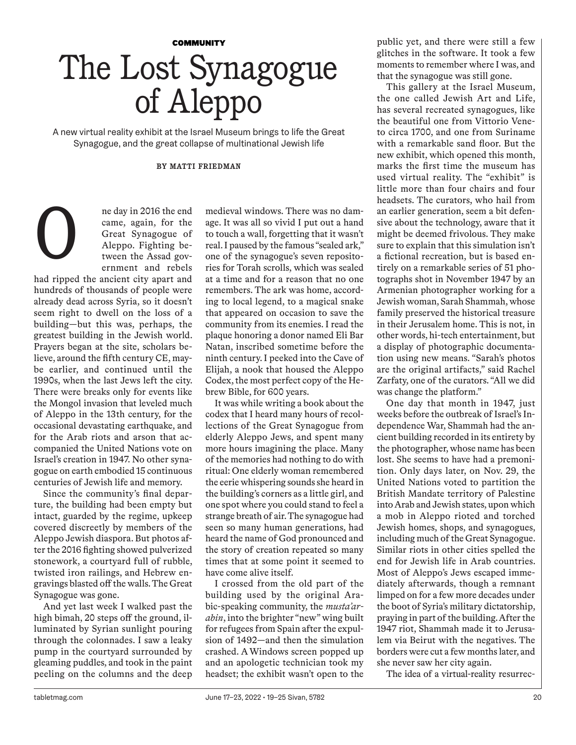**COMMUNITY**

# The Lost Synagogue of Aleppo

A new virtual reality exhibit at the Israel Museum brings to life the Great Synagogue, and the great collapse of multinational Jewish life

BY MATTI FRIEDMAN

One day in 2016 the end came, again, for the Great Synagogue of Aleppo. Fighting between the Assad government and rebels had ripped the ancient city apart and hundreds of thousands of people were already dead across Syria, so it doesn't seem right to dwell on the loss of a building—but this was, perhaps, the greatest building in the Jewish world. Prayers began at the site, scholars believe, around the fifth century CE, maybe earlier, and continued until the 1990s, when the last Jews left the city. There were breaks only for events like the Mongol invasion that leveled much of Aleppo in the 13th century, for the occasional devastating earthquake, and for the Arab riots and arson that accompanied the United Nations vote on Israel's creation in 1947. No other synagogue on earth embodied 15 continuous centuries of Jewish life and memory.

Since the community's final departure, the building had been empty but intact, guarded by the regime, upkeep covered discreetly by members of the Aleppo Jewish diaspora. But photos after the 2016 fighting showed pulverized stonework, a courtyard full of rubble, twisted iron railings, and Hebrew engravings blasted off the walls. The Great Synagogue was gone.

And yet last week I walked past the high bimah, 20 steps off the ground, illuminated by Syrian sunlight pouring through the colonnades. I saw a leaky pump in the courtyard surrounded by gleaming puddles, and took in the paint peeling on the columns and the deep medieval windows. There was no damage. It was all so vivid I put out a hand to touch a wall, forgetting that it wasn't real. I paused by the famous "sealed ark," one of the synagogue's seven repositories for Torah scrolls, which was sealed at a time and for a reason that no one remembers. The ark was home, according to local legend, to a magical snake that appeared on occasion to save the community from its enemies. I read the plaque honoring a donor named Eli Bar Natan, inscribed sometime before the ninth century. I peeked into the Cave of Elijah, a nook that housed the Aleppo Codex, the most perfect copy of the Hebrew Bible, for 600 years.

It was while writing a book about the codex that I heard many hours of recollections of the Great Synagogue from elderly Aleppo Jews, and spent many more hours imagining the place. Many of the memories had nothing to do with ritual: One elderly woman remembered the eerie whispering sounds she heard in the building's corners as a little girl, and one spot where you could stand to feel a strange breath of air. The synagogue had seen so many human generations, had heard the name of God pronounced and the story of creation repeated so many times that at some point it seemed to have come alive itself.

I crossed from the old part of the building used by the original Arabic-speaking community, the *musta'arabin*, into the brighter "new" wing built for refugees from Spain after the expulsion of 1492—and then the simulation crashed. A Windows screen popped up and an apologetic technician took my headset; the exhibit wasn't open to the public yet, and there were still a few glitches in the software. It took a few moments to remember where I was, and that the synagogue was still gone.

This gallery at the Israel Museum, the one called Jewish Art and Life, has several recreated synagogues, like the beautiful one from Vittorio Veneto circa 1700, and one from Suriname with a remarkable sand floor. But the new exhibit, which opened this month, marks the first time the museum has used virtual reality. The "exhibit" is little more than four chairs and four headsets. The curators, who hail from an earlier generation, seem a bit defensive about the technology, aware that it might be deemed frivolous. They make sure to explain that this simulation isn't a fictional recreation, but is based entirely on a remarkable series of 51 photographs shot in November 1947 by an Armenian photographer working for a Jewish woman, Sarah Shammah, whose family preserved the historical treasure in their Jerusalem home. This is not, in other words, hi-tech entertainment, but a display of photographic documentation using new means. "Sarah's photos are the original artifacts," said Rachel Zarfaty, one of the curators. "All we did was change the platform."

One day that month in 1947, just weeks before the outbreak of Israel's Independence War, Shammah had the ancient building recorded in its entirety by the photographer, whose name has been lost. She seems to have had a premonition. Only days later, on Nov. 29, the United Nations voted to partition the British Mandate territory of Palestine into Arab and Jewish states, upon which a mob in Aleppo rioted and torched Jewish homes, shops, and synagogues, including much of the Great Synagogue. Similar riots in other cities spelled the end for Jewish life in Arab countries. Most of Aleppo's Jews escaped immediately afterwards, though a remnant limped on for a few more decades under the boot of Syria's military dictatorship, praying in part of the building. After the 1947 riot, Shammah made it to Jerusalem via Beirut with the negatives. The borders were cut a few months later, and she never saw her city again.

The idea of a virtual-reality resurrec-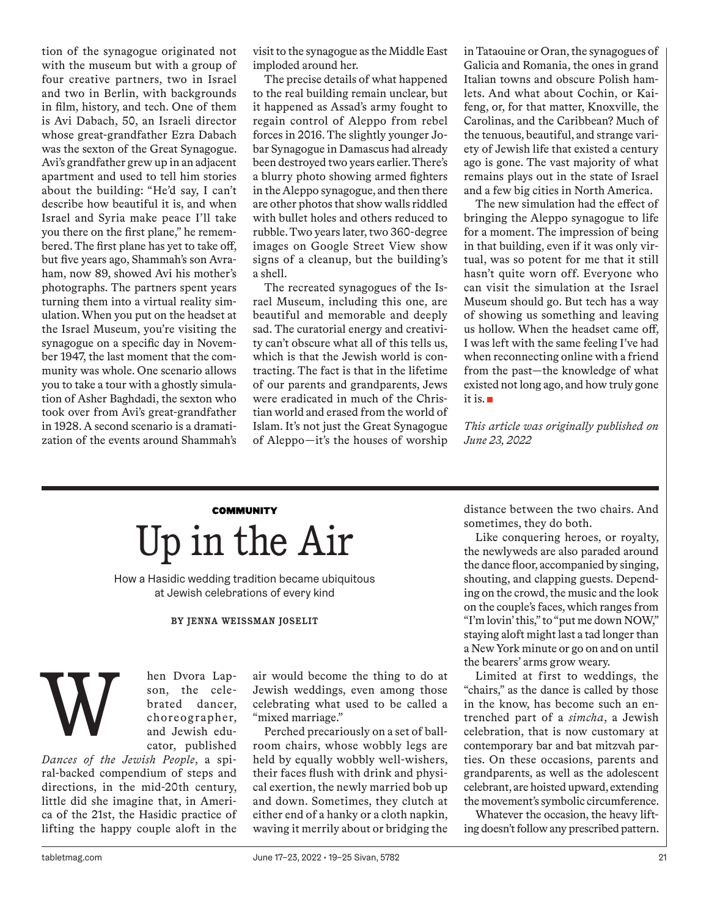tion of the synagogue originated not with the museum but with a group of four creative partners, two in Israel and two in Berlin, with backgrounds in film, history, and tech. One of them is Avi Dabach, 50, an Israeli director whose great-grandfather Ezra Dabach was the sexton of the Great Synagogue. Avi's grandfather grew up in an adjacent apartment and used to tell him stories about the building: "He'd say, I can't describe how beautiful it is, and when Israel and Syria make peace I'll take you there on the first plane," he remembered. The first plane has yet to take off, but five years ago, Shammah's son Avraham, now 89, showed Avi his mother's photographs. The partners spent years turning them into a virtual reality simulation. When you put on the headset at the Israel Museum, you're visiting the synagogue on a specific day in November 1947, the last moment that the community was whole. One scenario allows you to take a tour with a ghostly simulation of Asher Baghdadi, the sexton who took over from Avi's great-grandfather in 1928. A second scenario is a dramatization of the events around Shammah's visit to the synagogue as the Middle East imploded around her.

The precise details of what happened to the real building remain unclear, but it happened as Assad's army fought to regain control of Aleppo from rebel forces in 2016. The slightly younger Jobar Synagogue in Damascus had already been destroyed two years earlier. There's a blurry photo showing armed fighters in the Aleppo synagogue, and then there are other photos that show walls riddled with bullet holes and others reduced to rubble. Two years later, two 360-degree images on Google Street View show signs of a cleanup, but the building's a shell.

The recreated synagogues of the Israel Museum, including this one, are beautiful and memorable and deeply sad. The curatorial energy and creativity can't obscure what all of this tells us, which is that the Jewish world is contracting. The fact is that in the lifetime of our parents and grandparents, Jews were eradicated in much of the Christian world and erased from the world of Islam. It's not just the Great Synagogue of Aleppo—it's the houses of worship in Tataouine or Oran, the synagogues of Galicia and Romania, the ones in grand Italian towns and obscure Polish hamlets. And what about Cochin, or Kaifeng, or, for that matter, Knoxville, the Carolinas, and the Caribbean? Much of the tenuous, beautiful, and strange variety of Jewish life that existed a century ago is gone. The vast majority of what remains plays out in the state of Israel and a few big cities in North America.

The new simulation had the effect of bringing the Aleppo synagogue to life for a moment. The impression of being in that building, even if it was only virtual, was so potent for me that it still hasn't quite worn off. Everyone who can visit the simulation at the Israel Museum should go. But tech has a way of showing us something and leaving us hollow. When the headset came off, I was left with the same feeling I've had when reconnecting online with a friend from the past—the knowledge of what existed not long ago, and how truly gone it is. ■

*This article was originally published on June 23, 2022*

---

**COMMUNITY**

# Up in the Air

How a Hasidic wedding tradition became ubiquitous at Jewish celebrations of every kind

**BY JENNA WEISSMAN JOSELIT**

When Dvora Lapson, the celebrated dancer, choreographer, and Jewish educator, published *Dances of the Jewish People*, a spiral-backed compendium of steps and directions, in the mid-20th century, little did she imagine that, in America of the 21st, the Hasidic practice of lifting the happy couple aloft in the air would become the thing to do at Jewish weddings, even among those celebrating what used to be called a "mixed marriage."

Perched precariously on a set of ballroom chairs, whose wobbly legs are held by equally wobbly well-wishers, their faces flush with drink and physical exertion, the newly married bob up and down. Sometimes, they clutch at either end of a hanky or a cloth napkin, waving it merrily about or bridging the distance between the two chairs. And sometimes, they do both.

Like conquering heroes, or royalty, the newlyweds are also paraded around the dance floor, accompanied by singing, shouting, and clapping guests. Depending on the crowd, the music and the look on the couple's faces, which ranges from "I'm lovin' this," to "put me down NOW," staying aloft might last a tad longer than a New York minute or go on and on until the bearers' arms grow weary.

Limited at first to weddings, the "chairs," as the dance is called by those in the know, has become such an entrenched part of a *simcha*, a Jewish celebration, that is now customary at contemporary bar and bat mitzvah parties. On these occasions, parents and grandparents, as well as the adolescent celebrant, are hoisted upward, extending the movement's symbolic circumference.

Whatever the occasion, the heavy lifting doesn't follow any prescribed pattern.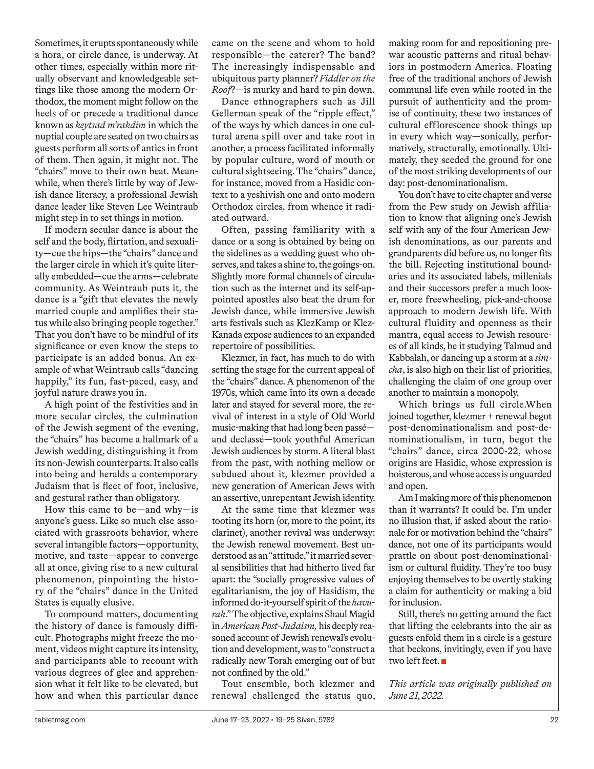Sometimes, it erupts spontaneously while a hora, or circle dance, is underway. At other times, especially within more ritually observant and knowledgeable settings like those among the modern Orthodox, the moment might follow on the heels of or precede a traditional dance known as *keytsad m'rakdim* in which the nuptial couple are seated on two chairs as guests perform all sorts of antics in front of them. Then again, it might not. The "chairs" move to their own beat. Meanwhile, when there's little by way of Jewish dance literacy, a professional Jewish dance leader like Steven Lee Weintraub might step in to set things in motion.

If modern secular dance is about the self and the body, flirtation, and sexuality—cue the hips—the "chairs" dance and the larger circle in which it's quite literally embedded—cue the arms—celebrate community. As Weintraub puts it, the dance is a "gift that elevates the newly married couple and amplifies their status while also bringing people together." That you don't have to be mindful of its significance or even know the steps to participate is an added bonus. An example of what Weintraub calls "dancing happily," its fun, fast-paced, easy, and joyful nature draws you in.

A high point of the festivities and in more secular circles, the culmination of the Jewish segment of the evening, the "chairs" has become a hallmark of a Jewish wedding, distinguishing it from its non-Jewish counterparts. It also calls into being and heralds a contemporary Judaism that is fleet of foot, inclusive, and gestural rather than obligatory.

How this came to be—and why—is anyone's guess. Like so much else associated with grassroots behavior, where several intangible factors—opportunity, motive, and taste—appear to converge all at once, giving rise to a new cultural phenomenon, pinpointing the history of the "chairs" dance in the United States is equally elusive.

To compound matters, documenting the history of dance is famously difficult. Photographs might freeze the moment, videos might capture its intensity, and participants able to recount with various degrees of glee and apprehension what it felt like to be elevated, but how and when this particular dance came on the scene and whom to hold responsible—the caterer? The band? The increasingly indispensable and ubiquitous party planner? *Fiddler on the Roof*?—is murky and hard to pin down.

Dance ethnographers such as Jill Gellerman speak of the "ripple effect," of the ways by which dances in one cultural arena spill over and take root in another, a process facilitated informally by popular culture, word of mouth or cultural sightseeing. The "chairs" dance, for instance, moved from a Hasidic context to a yeshivish one and onto modern Orthodox circles, from whence it radiated outward.

Often, passing familiarity with a dance or a song is obtained by being on the sidelines as a wedding guest who observes, and takes a shine to, the goings-on. Slightly more formal channels of circulation such as the internet and its self-appointed apostles also beat the drum for Jewish dance, while immersive Jewish arts festivals such as KlezKamp or KlezKanada expose audiences to an expanded repertoire of possibilities.

Klezmer, in fact, has much to do with setting the stage for the current appeal of the "chairs" dance. A phenomenon of the 1970s, which came into its own a decade later and stayed for several more, the revival of interest in a style of Old World music-making that had long been passé—and declassé—took youthful American Jewish audiences by storm. A literal blast from the past, with nothing mellow or subdued about it, klezmer provided a new generation of American Jews with an assertive, unrepentant Jewish identity.

At the same time that klezmer was tooting its horn (or, more to the point, its clarinet), another revival was underway: the Jewish renewal movement. Best understood as an "attitude," it married several sensibilities that had hitherto lived far apart: the "socially progressive values of egalitarianism, the joy of Hasidism, the informed do-it-yourself spirit of the *havurah*." The objective, explains Shaul Magid in *American Post-Judaism,* his deeply reasoned account of Jewish renewal's evolution and development, was to "construct a radically new Torah emerging out of but not confined by the old."

Tout ensemble, both klezmer and renewal challenged the status quo, making room for and repositioning prewar acoustic patterns and ritual behaviors in postmodern America. Floating free of the traditional anchors of Jewish communal life even while rooted in the pursuit of authenticity and the promise of continuity, these two instances of cultural efflorescence shook things up in every which way—sonically, performatively, structurally, emotionally. Ultimately, they seeded the ground for one of the most striking developments of our day: post-denominationalism.

You don't have to cite chapter and verse from the Pew study on Jewish affiliation to know that aligning one's Jewish self with any of the four American Jewish denominations, as our parents and grandparents did before us, no longer fits the bill. Rejecting institutional boundaries and its associated labels, millenials and their successors prefer a much looser, more freewheeling, pick-and-choose approach to modern Jewish life. With cultural fluidity and openness as their mantra, equal access to Jewish resources of all kinds, be it studying Talmud and Kabbalah, or dancing up a storm at a *simcha*, is also high on their list of priorities, challenging the claim of one group over another to maintain a monopoly.

Which brings us full circle.When joined together, klezmer + renewal begot post-denominationalism and post-denominationalism, in turn, begot the "chairs" dance, circa 2000-22, whose origins are Hasidic, whose expression is boisterous, and whose access is unguarded and open.

Am I making more of this phenomenon than it warrants? It could be. I'm under no illusion that, if asked about the rationale for or motivation behind the "chairs" dance, not one of its participants would prattle on about post-denominationalism or cultural fluidity. They're too busy enjoying themselves to be overtly staking a claim for authenticity or making a bid for inclusion.

Still, there's no getting around the fact that lifting the celebrants into the air as guests enfold them in a circle is a gesture that beckons, invitingly, even if you have two left feet. ■

*This article was originally published on June 21, 2022.*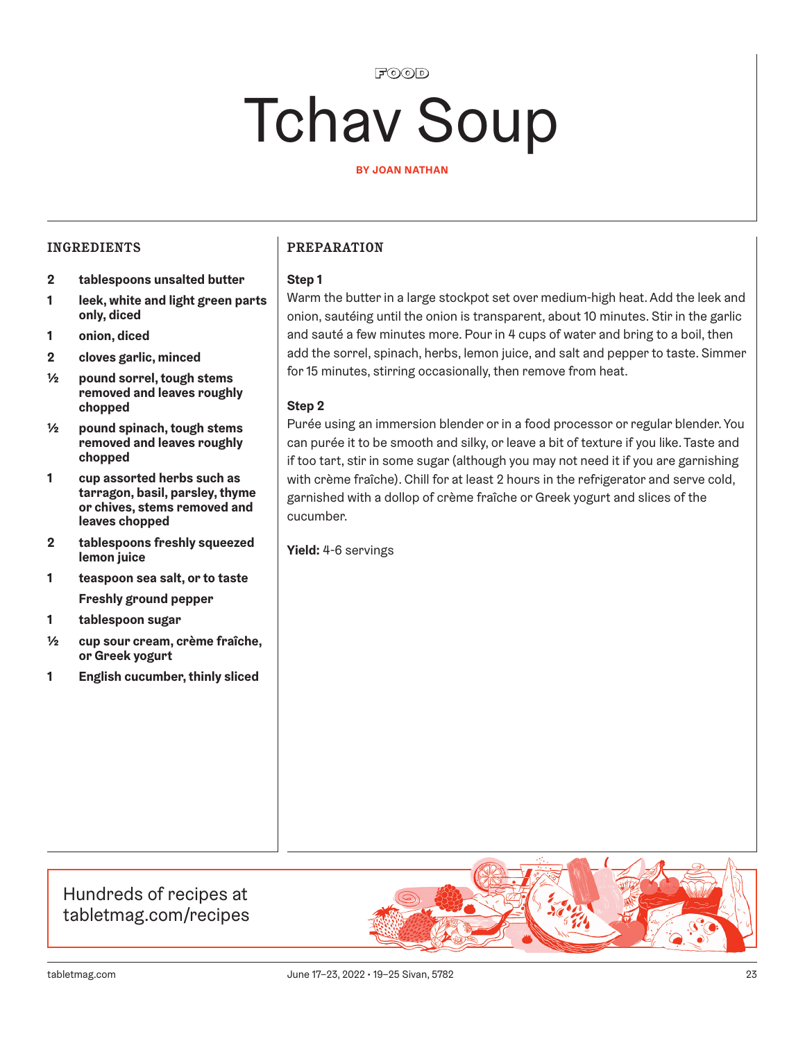FOOD

# Tchav Soup

**BY JOAN NATHAN**

## INGREDIENTS

- **2 tablespoons unsalted butter**
- **1 leek, white and light green parts only, diced**
- **1 onion, diced**
- **2 cloves garlic, minced**
- **½ pound sorrel, tough stems removed and leaves roughly chopped**
- **½ pound spinach, tough stems removed and leaves roughly chopped**
- **1 cup assorted herbs such as tarragon, basil, parsley, thyme or chives, stems removed and leaves chopped**
- **2 tablespoons freshly squeezed lemon juice**
- **1 teaspoon sea salt, or to taste**
- **Freshly ground pepper**
- **1 tablespoon sugar**
- **½ cup sour cream, crème fraîche, or Greek yogurt**
- **1 English cucumber, thinly sliced**

## PREPARATION

**Step 1**
Warm the butter in a large stockpot set over medium-high heat. Add the leek and onion, sautéing until the onion is transparent, about 10 minutes. Stir in the garlic and sauté a few minutes more. Pour in 4 cups of water and bring to a boil, then add the sorrel, spinach, herbs, lemon juice, and salt and pepper to taste. Simmer for 15 minutes, stirring occasionally, then remove from heat.

**Step 2**
Purée using an immersion blender or in a food processor or regular blender. You can purée it to be smooth and silky, or leave a bit of texture if you like. Taste and if too tart, stir in some sugar (although you may not need it if you are garnishing with crème fraîche). Chill for at least 2 hours in the refrigerator and serve cold, garnished with a dollop of crème fraîche or Greek yogurt and slices of the cucumber.

**Yield:** 4-6 servings

Hundreds of recipes at tabletmag.com/recipes